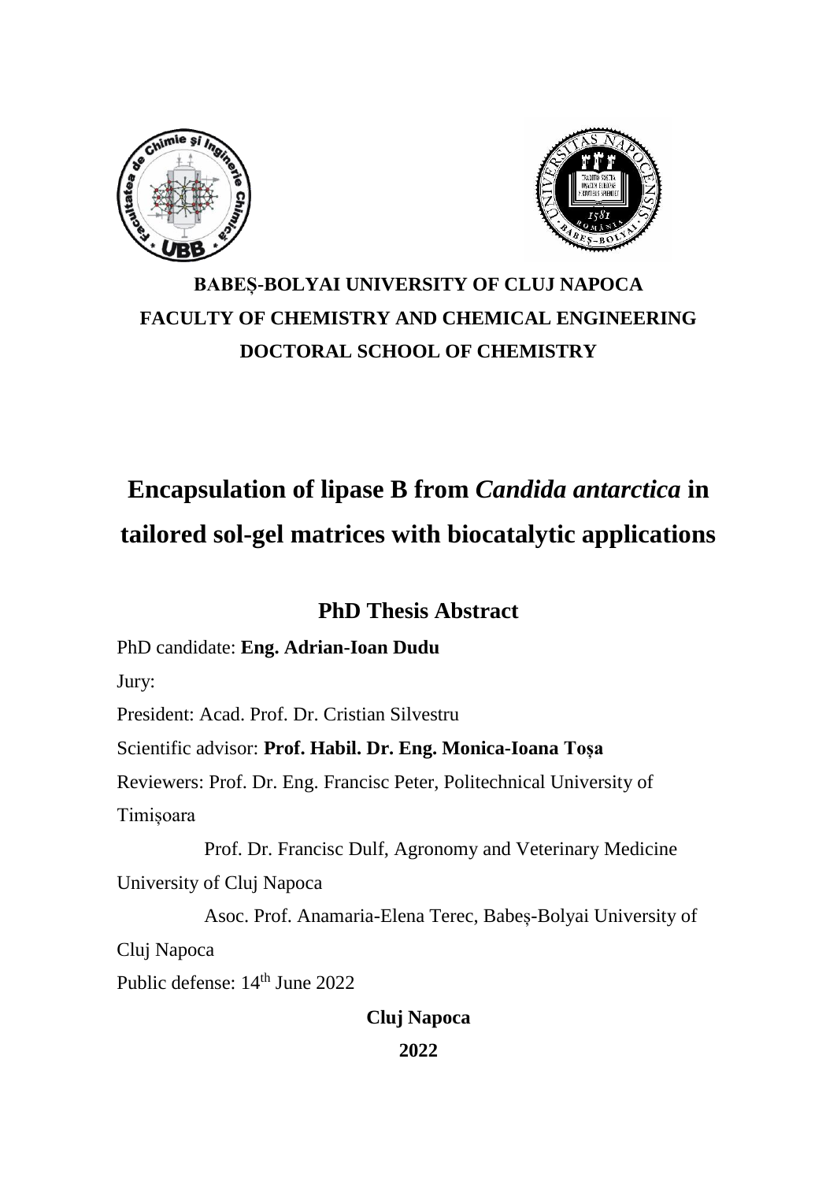**BABEȘ-BOLYAI UNIVERSITY OF CLUJ NAPOCA**
**FACULTY OF CHEMISTRY AND CHEMICAL ENGINEERING**
**DOCTORAL SCHOOL OF CHEMISTRY**

# Encapsulation of lipase B from *Candida antarctica* in tailored sol-gel matrices with biocatalytic applications

## PhD Thesis Abstract

PhD candidate: **Eng. Adrian-Ioan Dudu**

Jury:

President: Acad. Prof. Dr. Cristian Silvestru

Scientific advisor: **Prof. Habil. Dr. Eng. Monica-Ioana Toșa**

Reviewers: Prof. Dr. Eng. Francisc Peter, Politechnical University of Timișoara

Prof. Dr. Francisc Dulf, Agronomy and Veterinary Medicine University of Cluj Napoca

Asoc. Prof. Anamaria-Elena Terec, Babeș-Bolyai University of Cluj Napoca

Public defense: 14th June 2022

**Cluj Napoca**

**2022**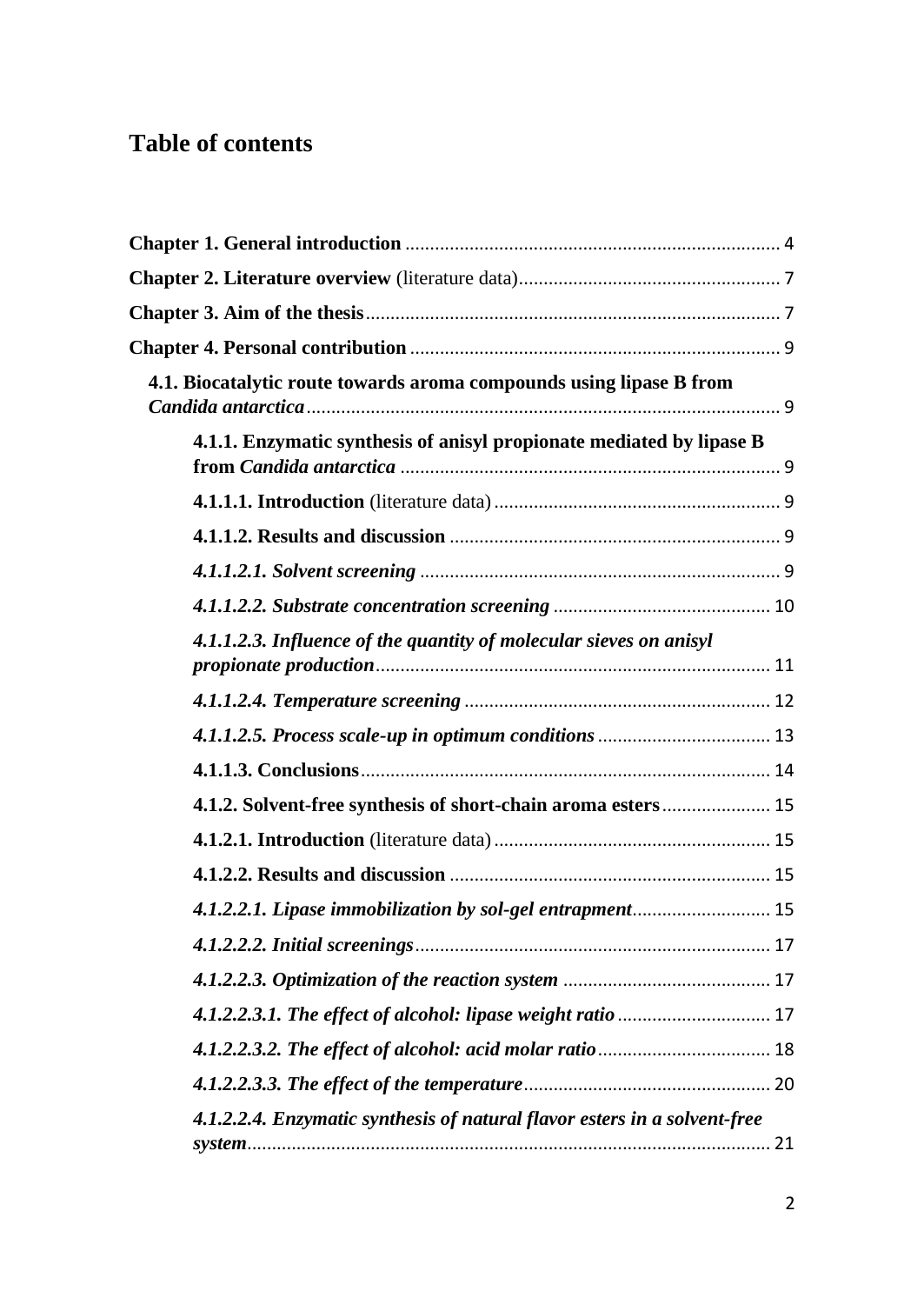# Table of contents

**Chapter 1. General introduction** .......................................................................... 4

**Chapter 2. Literature overview** (literature data)..................................................... 7

**Chapter 3. Aim of the thesis**.................................................................................... 7

**Chapter 4. Personal contribution** .......................................................................... 9

**4.1. Biocatalytic route towards aroma compounds using lipase B from *Candida antarctica***................................................................................................ 9

**4.1.1. Enzymatic synthesis of anisyl propionate mediated by lipase B from *Candida antarctica*** ............................................................................ 9

**4.1.1.1. Introduction** (literature data) .......................................................... 9

**4.1.1.2. Results and discussion** .................................................................. 9

***4.1.1.2.1. Solvent screening*** ......................................................................... 9

***4.1.1.2.2. Substrate concentration screening*** ............................................ 10

***4.1.1.2.3. Influence of the quantity of molecular sieves on anisyl propionate production***................................................................................ 11

***4.1.1.2.4. Temperature screening*** .............................................................. 12

***4.1.1.2.5. Process scale-up in optimum conditions*** .................................. 13

**4.1.1.3. Conclusions**.................................................................................. 14

**4.1.2. Solvent-free synthesis of short-chain aroma esters**..................... 15

**4.1.2.1. Introduction** (literature data) ........................................................ 15

**4.1.2.2. Results and discussion** ................................................................. 15

***4.1.2.2.1. Lipase immobilization by sol-gel entrapment***............................ 15

***4.1.2.2.2. Initial screenings***........................................................................ 17

***4.1.2.2.3. Optimization of the reaction system*** .......................................... 17

***4.1.2.2.3.1. The effect of alcohol: lipase weight ratio*** ............................... 17

***4.1.2.2.3.2. The effect of alcohol: acid molar ratio***.................................. 18

***4.1.2.2.3.3. The effect of the temperature***................................................. 20

***4.1.2.2.4. Enzymatic synthesis of natural flavor esters in a solvent-free system***........................................................................................................ 21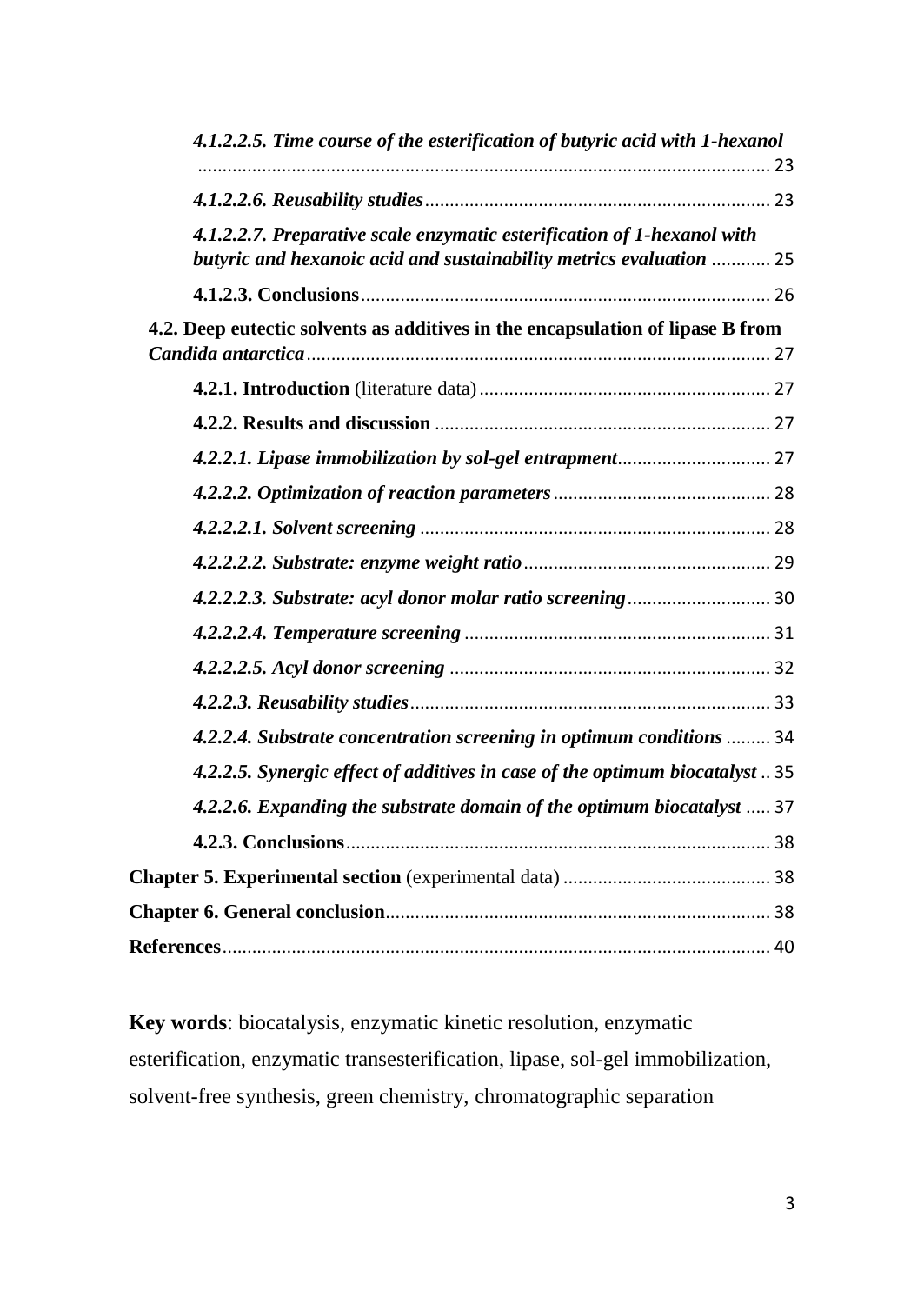*4.1.2.2.5. Time course of the esterification of butyric acid with 1-hexanol* .................... 23

*4.1.2.2.6. Reusability studies* .................... 23

*4.1.2.2.7. Preparative scale enzymatic esterification of 1-hexanol with butyric and hexanoic acid and sustainability metrics evaluation* .................... 25

**4.1.2.3. Conclusions** .................... 26

**4.2. Deep eutectic solvents as additives in the encapsulation of lipase B from *Candida antarctica*** .................... 27

**4.2.1. Introduction** (literature data) .................... 27

**4.2.2. Results and discussion** .................... 27

*4.2.2.1. Lipase immobilization by sol-gel entrapment* .................... 27

*4.2.2.2. Optimization of reaction parameters* .................... 28

*4.2.2.2.1. Solvent screening* .................... 28

*4.2.2.2.2. Substrate: enzyme weight ratio* .................... 29

*4.2.2.2.3. Substrate: acyl donor molar ratio screening* .................... 30

*4.2.2.2.4. Temperature screening* .................... 31

*4.2.2.2.5. Acyl donor screening* .................... 32

*4.2.2.3. Reusability studies* .................... 33

*4.2.2.4. Substrate concentration screening in optimum conditions* .................... 34

*4.2.2.5. Synergic effect of additives in case of the optimum biocatalyst* .................... 35

*4.2.2.6. Expanding the substrate domain of the optimum biocatalyst* .................... 37

**4.2.3. Conclusions** .................... 38

**Chapter 5. Experimental section** (experimental data) .................... 38

**Chapter 6. General conclusion** .................... 38

**References** .................... 40

**Key words**: biocatalysis, enzymatic kinetic resolution, enzymatic esterification, enzymatic transesterification, lipase, sol-gel immobilization, solvent-free synthesis, green chemistry, chromatographic separation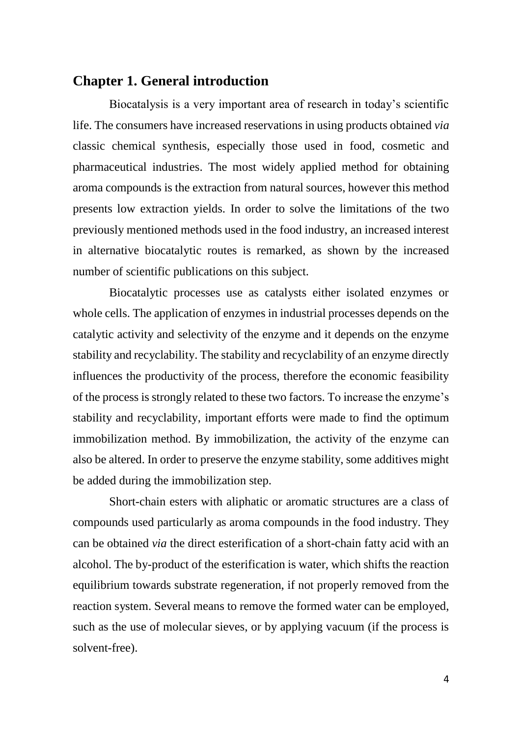# Chapter 1. General introduction

Biocatalysis is a very important area of research in today's scientific life. The consumers have increased reservations in using products obtained *via* classic chemical synthesis, especially those used in food, cosmetic and pharmaceutical industries. The most widely applied method for obtaining aroma compounds is the extraction from natural sources, however this method presents low extraction yields. In order to solve the limitations of the two previously mentioned methods used in the food industry, an increased interest in alternative biocatalytic routes is remarked, as shown by the increased number of scientific publications on this subject.

Biocatalytic processes use as catalysts either isolated enzymes or whole cells. The application of enzymes in industrial processes depends on the catalytic activity and selectivity of the enzyme and it depends on the enzyme stability and recyclability. The stability and recyclability of an enzyme directly influences the productivity of the process, therefore the economic feasibility of the process is strongly related to these two factors. To increase the enzyme's stability and recyclability, important efforts were made to find the optimum immobilization method. By immobilization, the activity of the enzyme can also be altered. In order to preserve the enzyme stability, some additives might be added during the immobilization step.

Short-chain esters with aliphatic or aromatic structures are a class of compounds used particularly as aroma compounds in the food industry. They can be obtained *via* the direct esterification of a short-chain fatty acid with an alcohol. The by-product of the esterification is water, which shifts the reaction equilibrium towards substrate regeneration, if not properly removed from the reaction system. Several means to remove the formed water can be employed, such as the use of molecular sieves, or by applying vacuum (if the process is solvent-free).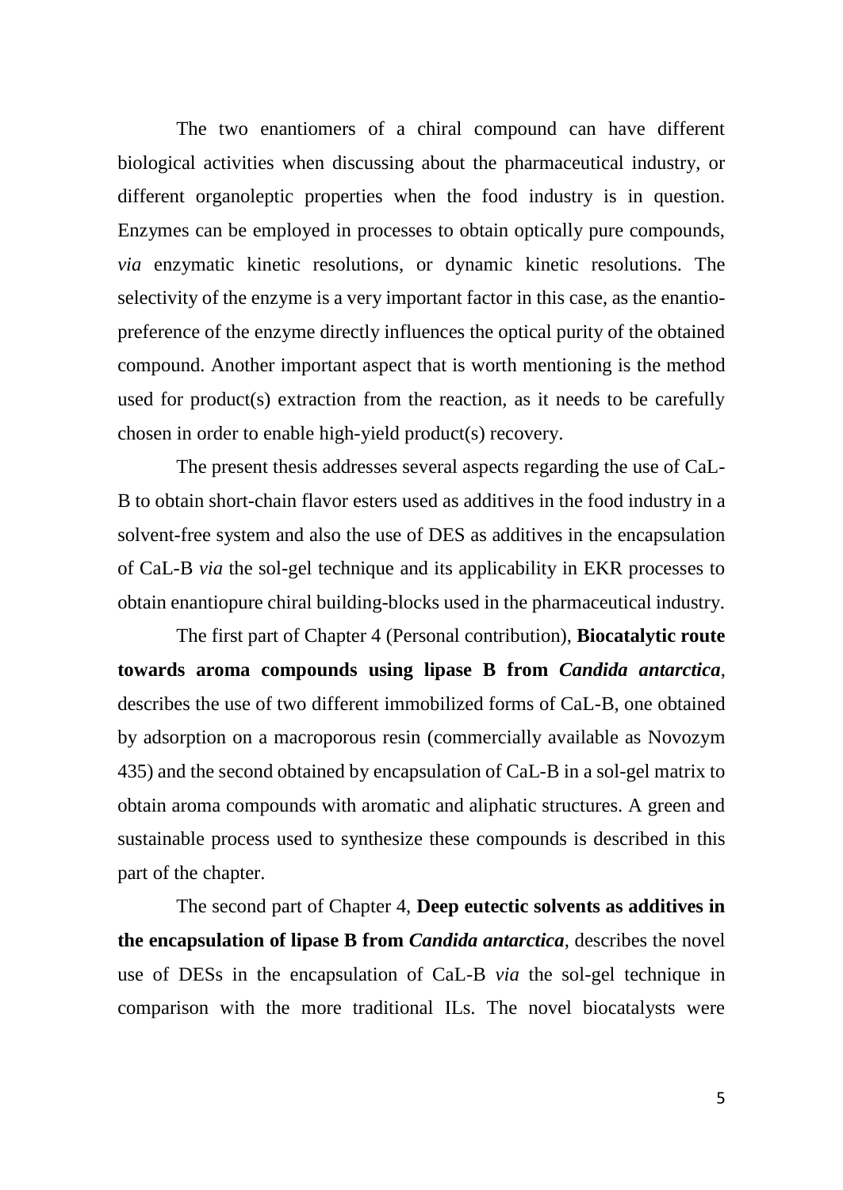The two enantiomers of a chiral compound can have different biological activities when discussing about the pharmaceutical industry, or different organoleptic properties when the food industry is in question. Enzymes can be employed in processes to obtain optically pure compounds, *via* enzymatic kinetic resolutions, or dynamic kinetic resolutions. The selectivity of the enzyme is a very important factor in this case, as the enantio-preference of the enzyme directly influences the optical purity of the obtained compound. Another important aspect that is worth mentioning is the method used for product(s) extraction from the reaction, as it needs to be carefully chosen in order to enable high-yield product(s) recovery.

The present thesis addresses several aspects regarding the use of CaL-B to obtain short-chain flavor esters used as additives in the food industry in a solvent-free system and also the use of DES as additives in the encapsulation of CaL-B *via* the sol-gel technique and its applicability in EKR processes to obtain enantiopure chiral building-blocks used in the pharmaceutical industry.

The first part of Chapter 4 (Personal contribution), **Biocatalytic route towards aroma compounds using lipase B from *Candida antarctica***, describes the use of two different immobilized forms of CaL-B, one obtained by adsorption on a macroporous resin (commercially available as Novozym 435) and the second obtained by encapsulation of CaL-B in a sol-gel matrix to obtain aroma compounds with aromatic and aliphatic structures. A green and sustainable process used to synthesize these compounds is described in this part of the chapter.

The second part of Chapter 4, **Deep eutectic solvents as additives in the encapsulation of lipase B from *Candida antarctica***, describes the novel use of DESs in the encapsulation of CaL-B *via* the sol-gel technique in comparison with the more traditional ILs. The novel biocatalysts were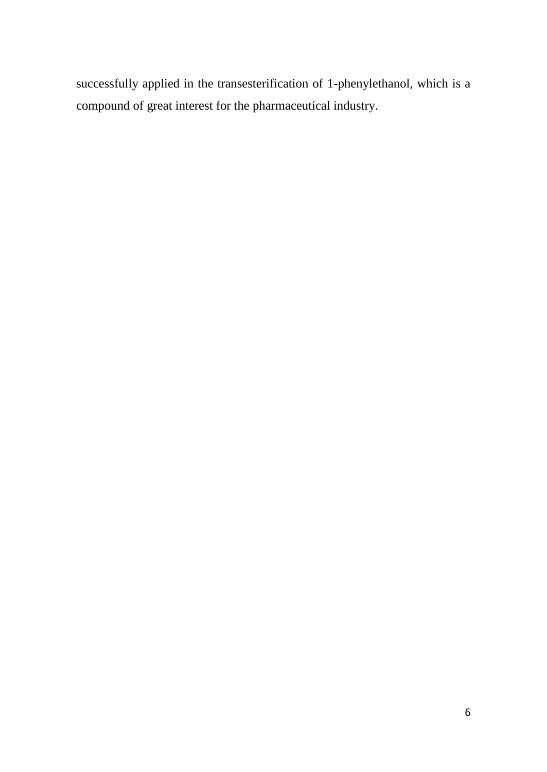successfully applied in the transesterification of 1-phenylethanol, which is a compound of great interest for the pharmaceutical industry.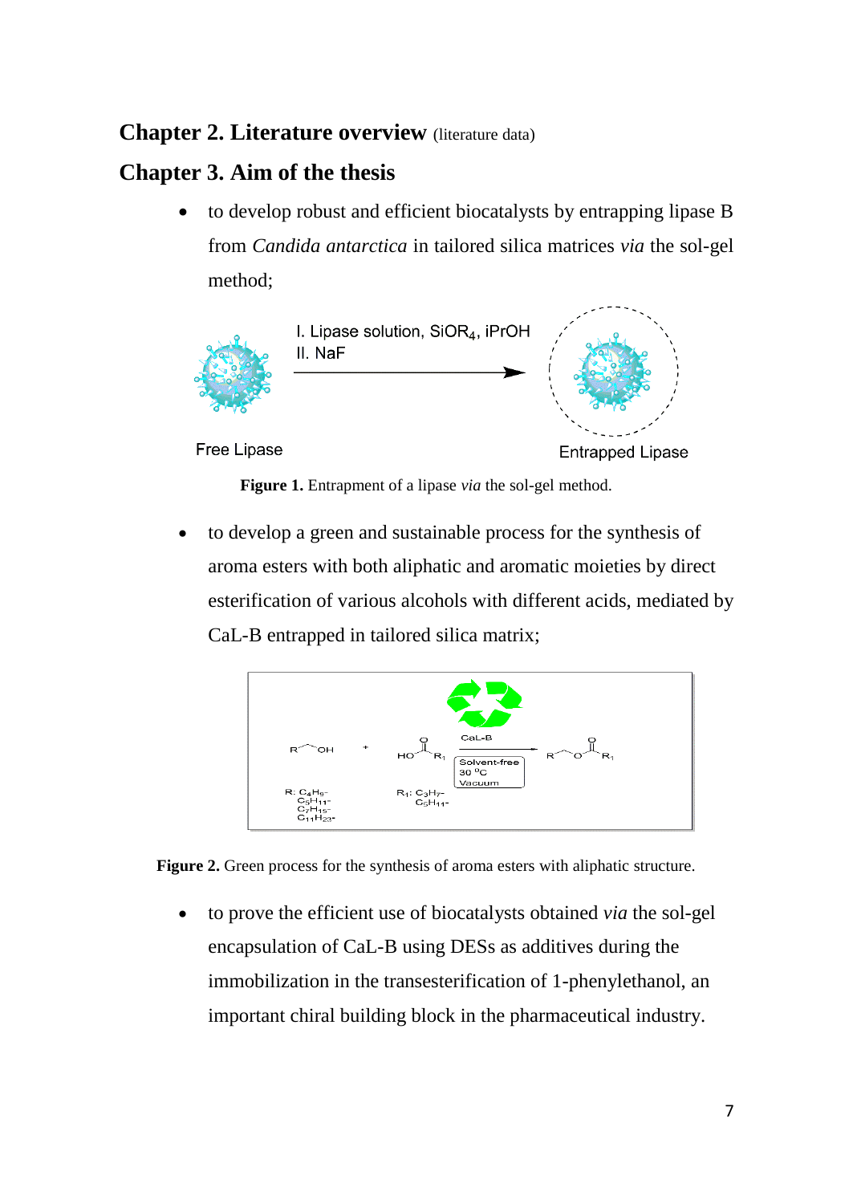## Chapter 2. Literature overview (literature data)

## Chapter 3. Aim of the thesis

- to develop robust and efficient biocatalysts by entrapping lipase B from *Candida antarctica* in tailored silica matrices *via* the sol-gel method;

**Figure 1.** Entrapment of a lipase *via* the sol-gel method.

- to develop a green and sustainable process for the synthesis of aroma esters with both aliphatic and aromatic moieties by direct esterification of various alcohols with different acids, mediated by CaL-B entrapped in tailored silica matrix;

**Figure 2.** Green process for the synthesis of aroma esters with aliphatic structure.

- to prove the efficient use of biocatalysts obtained *via* the sol-gel encapsulation of CaL-B using DESs as additives during the immobilization in the transesterification of 1-phenylethanol, an important chiral building block in the pharmaceutical industry.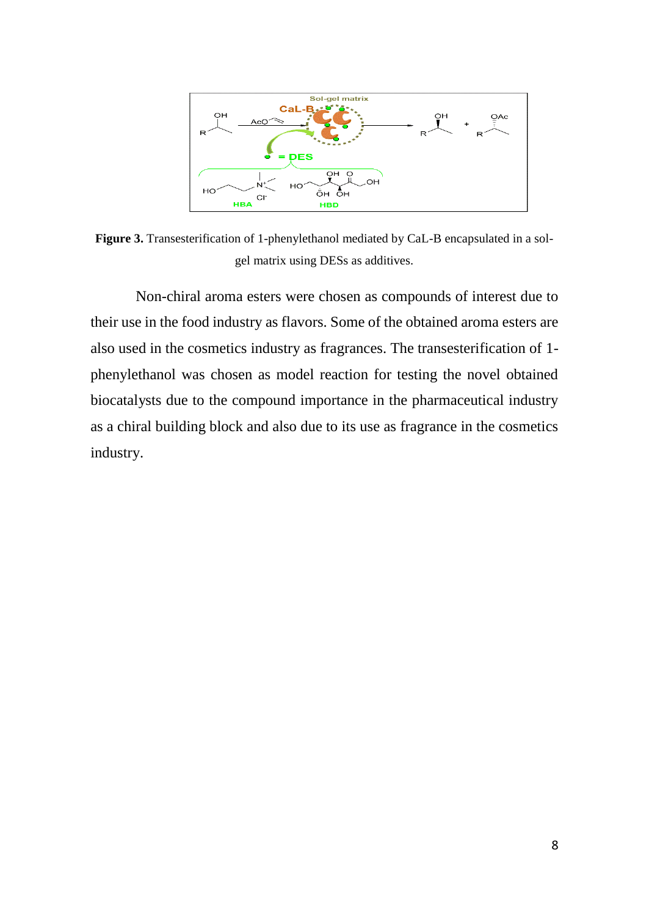**Figure 3.** Transesterification of 1-phenylethanol mediated by CaL-B encapsulated in a sol-gel matrix using DESs as additives.

Non-chiral aroma esters were chosen as compounds of interest due to their use in the food industry as flavors. Some of the obtained aroma esters are also used in the cosmetics industry as fragrances. The transesterification of 1-phenylethanol was chosen as model reaction for testing the novel obtained biocatalysts due to the compound importance in the pharmaceutical industry as a chiral building block and also due to its use as fragrance in the cosmetics industry.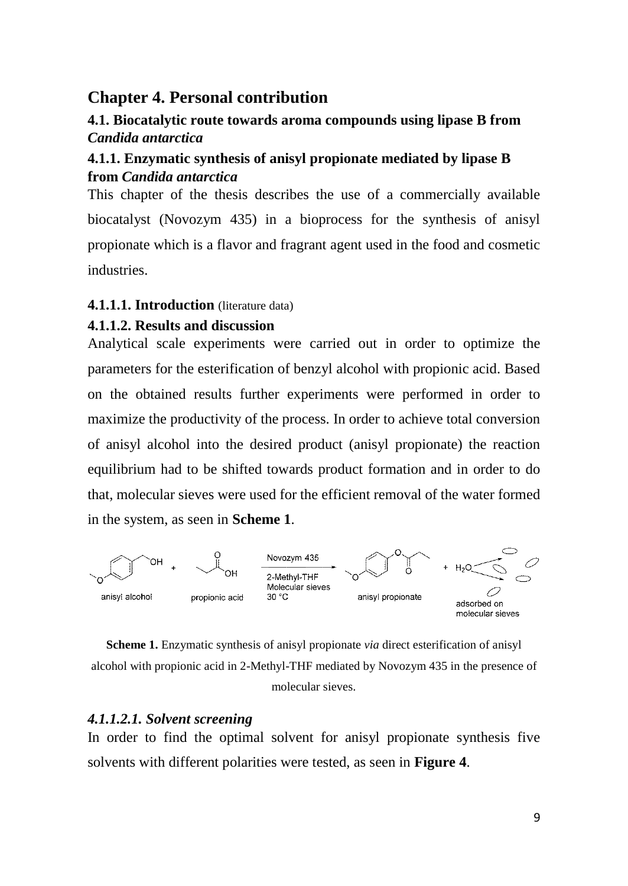# Chapter 4. Personal contribution

## 4.1. Biocatalytic route towards aroma compounds using lipase B from *Candida antarctica*

### 4.1.1. Enzymatic synthesis of anisyl propionate mediated by lipase B from *Candida antarctica*

This chapter of the thesis describes the use of a commercially available biocatalyst (Novozym 435) in a bioprocess for the synthesis of anisyl propionate which is a flavor and fragrant agent used in the food and cosmetic industries.

#### 4.1.1.1. Introduction (literature data)

#### 4.1.1.2. Results and discussion

Analytical scale experiments were carried out in order to optimize the parameters for the esterification of benzyl alcohol with propionic acid. Based on the obtained results further experiments were performed in order to maximize the productivity of the process. In order to achieve total conversion of anisyl alcohol into the desired product (anisyl propionate) the reaction equilibrium had to be shifted towards product formation and in order to do that, molecular sieves were used for the efficient removal of the water formed in the system, as seen in **Scheme 1**.

anisyl alcohol + propionic acid → (Novozym 435, 2-Methyl-THF, Molecular sieves, 30 °C) anisyl propionate + $H_2O$ (adsorbed on molecular sieves)

**Scheme 1.** Enzymatic synthesis of anisyl propionate *via* direct esterification of anisyl alcohol with propionic acid in 2-Methyl-THF mediated by Novozym 435 in the presence of molecular sieves.

##### *4.1.1.2.1. Solvent screening*

In order to find the optimal solvent for anisyl propionate synthesis five solvents with different polarities were tested, as seen in **Figure 4**.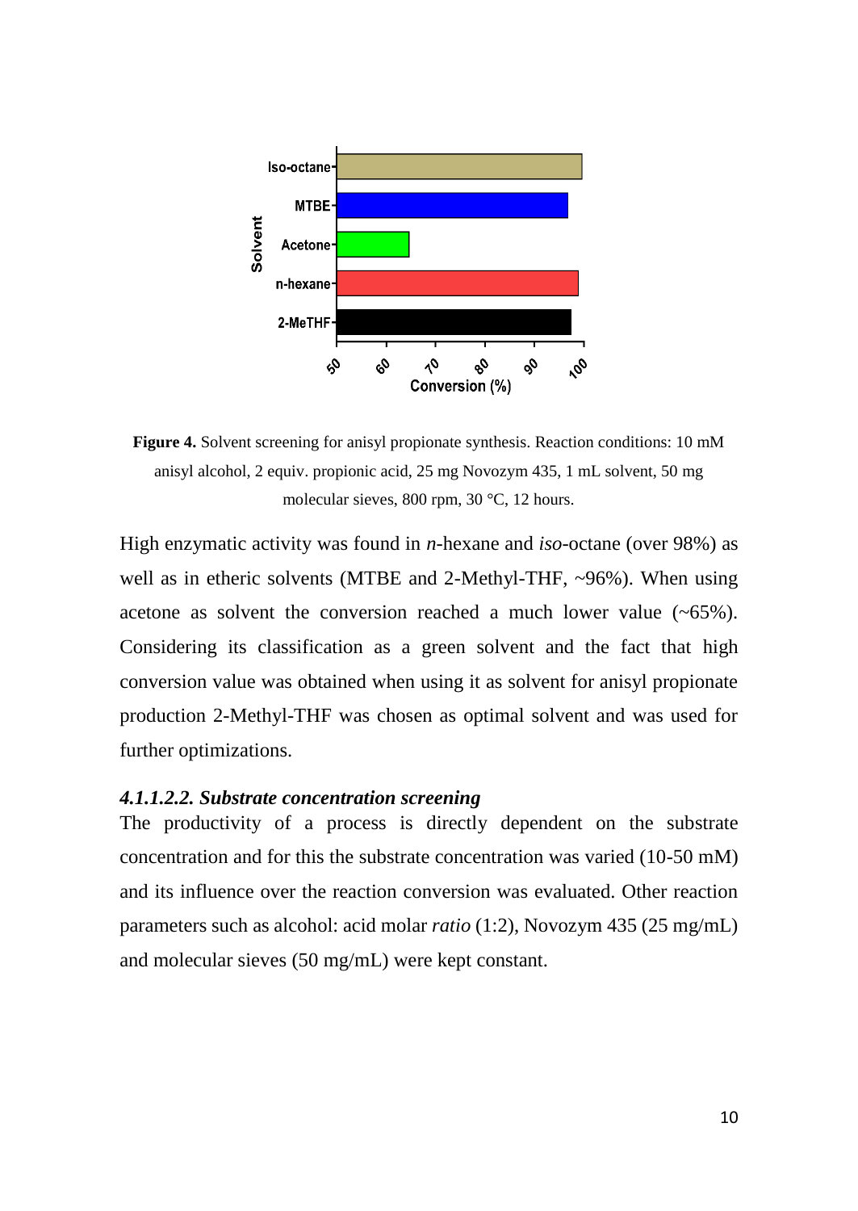**Figure 4.** Solvent screening for anisyl propionate synthesis. Reaction conditions: 10 mM anisyl alcohol, 2 equiv. propionic acid, 25 mg Novozym 435, 1 mL solvent, 50 mg molecular sieves, 800 rpm, 30 °C, 12 hours.

High enzymatic activity was found in *n*-hexane and *iso*-octane (over 98%) as well as in etheric solvents (MTBE and 2-Methyl-THF, ~96%). When using acetone as solvent the conversion reached a much lower value (~65%). Considering its classification as a green solvent and the fact that high conversion value was obtained when using it as solvent for anisyl propionate production 2-Methyl-THF was chosen as optimal solvent and was used for further optimizations.

#### *4.1.1.2.2. Substrate concentration screening*

The productivity of a process is directly dependent on the substrate concentration and for this the substrate concentration was varied (10-50 mM) and its influence over the reaction conversion was evaluated. Other reaction parameters such as alcohol: acid molar *ratio* (1:2), Novozym 435 (25 mg/mL) and molecular sieves (50 mg/mL) were kept constant.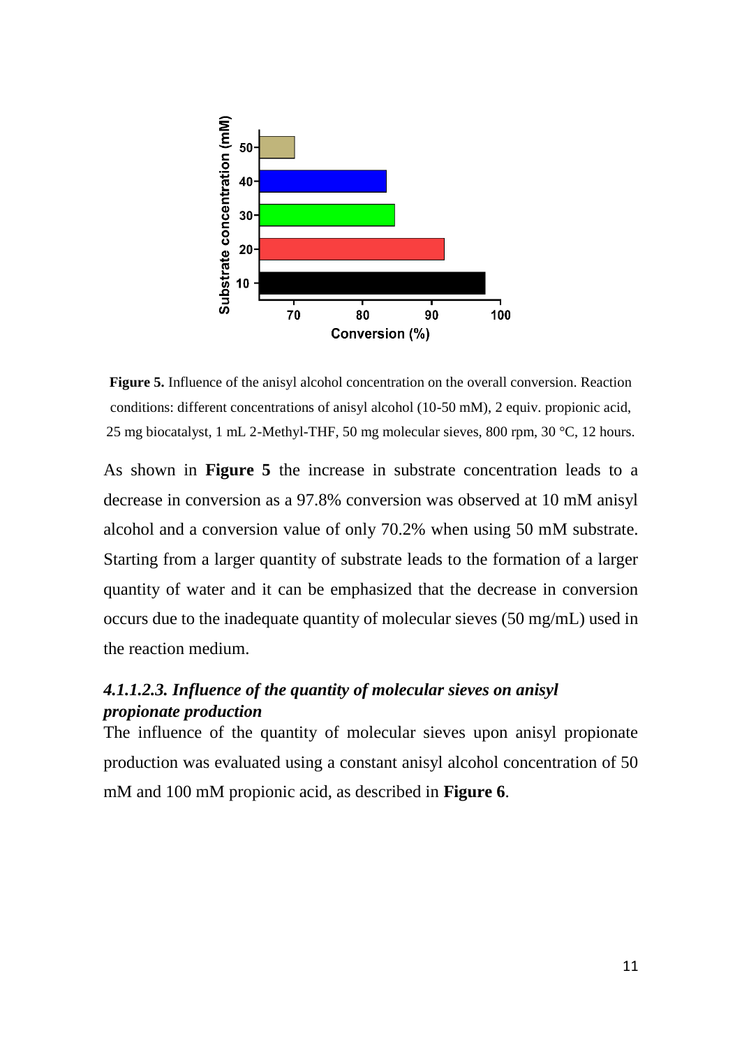**Figure 5.** Influence of the anisyl alcohol concentration on the overall conversion. Reaction conditions: different concentrations of anisyl alcohol (10-50 mM), 2 equiv. propionic acid, 25 mg biocatalyst, 1 mL 2-Methyl-THF, 50 mg molecular sieves, 800 rpm, 30 °C, 12 hours.

As shown in **Figure 5** the increase in substrate concentration leads to a decrease in conversion as a 97.8% conversion was observed at 10 mM anisyl alcohol and a conversion value of only 70.2% when using 50 mM substrate. Starting from a larger quantity of substrate leads to the formation of a larger quantity of water and it can be emphasized that the decrease in conversion occurs due to the inadequate quantity of molecular sieves (50 mg/mL) used in the reaction medium.

#### *4.1.1.2.3. Influence of the quantity of molecular sieves on anisyl propionate production*

The influence of the quantity of molecular sieves upon anisyl propionate production was evaluated using a constant anisyl alcohol concentration of 50 mM and 100 mM propionic acid, as described in **Figure 6**.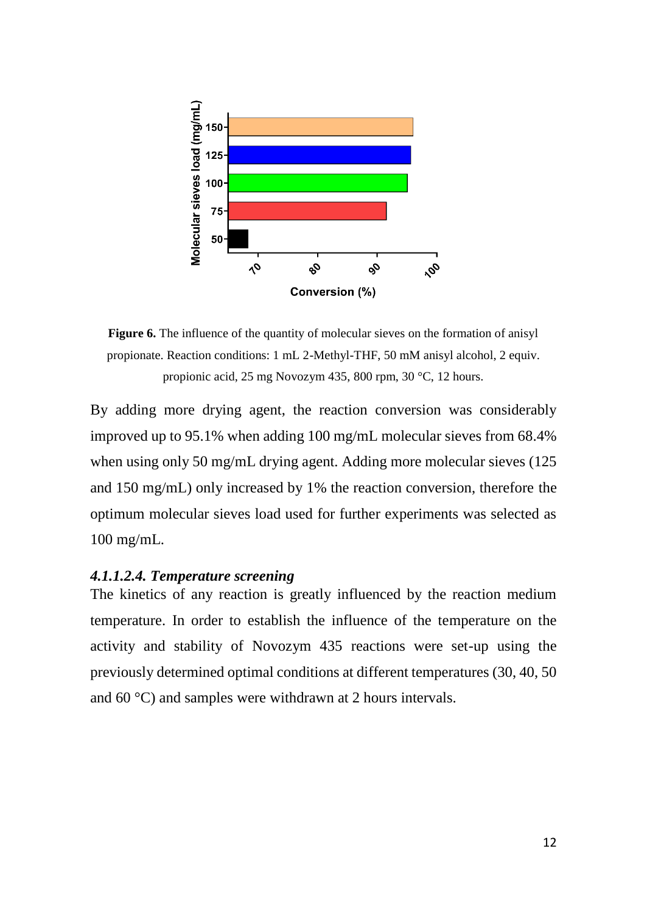**Figure 6.** The influence of the quantity of molecular sieves on the formation of anisyl propionate. Reaction conditions: 1 mL 2-Methyl-THF, 50 mM anisyl alcohol, 2 equiv. propionic acid, 25 mg Novozym 435, 800 rpm, 30 °C, 12 hours.

By adding more drying agent, the reaction conversion was considerably improved up to 95.1% when adding 100 mg/mL molecular sieves from 68.4% when using only 50 mg/mL drying agent. Adding more molecular sieves (125 and 150 mg/mL) only increased by 1% the reaction conversion, therefore the optimum molecular sieves load used for further experiments was selected as 100 mg/mL.

#### *4.1.1.2.4. Temperature screening*

The kinetics of any reaction is greatly influenced by the reaction medium temperature. In order to establish the influence of the temperature on the activity and stability of Novozym 435 reactions were set-up using the previously determined optimal conditions at different temperatures (30, 40, 50 and 60 °C) and samples were withdrawn at 2 hours intervals.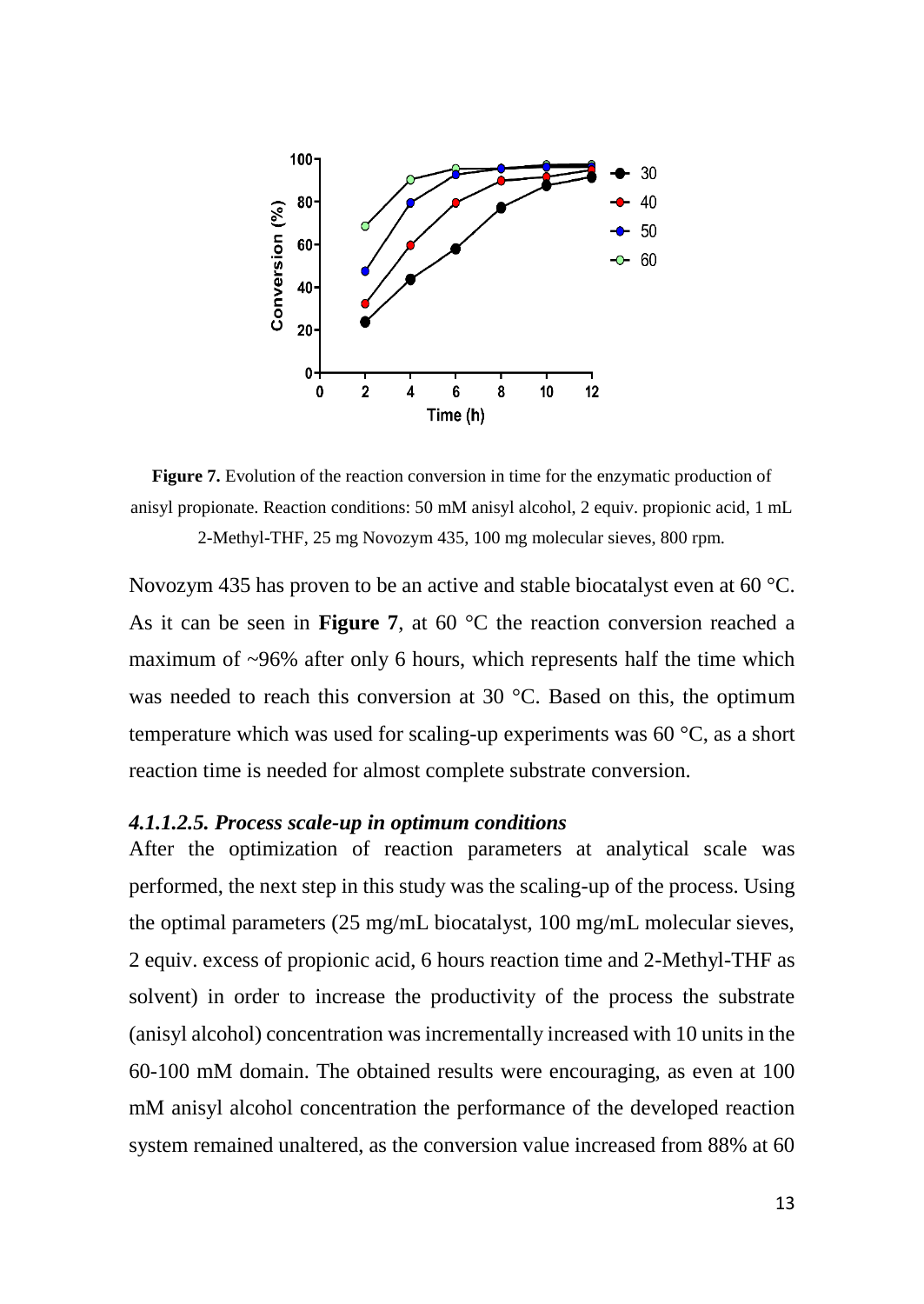**Figure 7.** Evolution of the reaction conversion in time for the enzymatic production of anisyl propionate. Reaction conditions: 50 mM anisyl alcohol, 2 equiv. propionic acid, 1 mL 2-Methyl-THF, 25 mg Novozym 435, 100 mg molecular sieves, 800 rpm.

Novozym 435 has proven to be an active and stable biocatalyst even at 60 °C. As it can be seen in **Figure 7**, at 60 °C the reaction conversion reached a maximum of ~96% after only 6 hours, which represents half the time which was needed to reach this conversion at 30 °C. Based on this, the optimum temperature which was used for scaling-up experiments was 60 °C, as a short reaction time is needed for almost complete substrate conversion.

#### *4.1.1.2.5. Process scale-up in optimum conditions*

After the optimization of reaction parameters at analytical scale was performed, the next step in this study was the scaling-up of the process. Using the optimal parameters (25 mg/mL biocatalyst, 100 mg/mL molecular sieves, 2 equiv. excess of propionic acid, 6 hours reaction time and 2-Methyl-THF as solvent) in order to increase the productivity of the process the substrate (anisyl alcohol) concentration was incrementally increased with 10 units in the 60-100 mM domain. The obtained results were encouraging, as even at 100 mM anisyl alcohol concentration the performance of the developed reaction system remained unaltered, as the conversion value increased from 88% at 60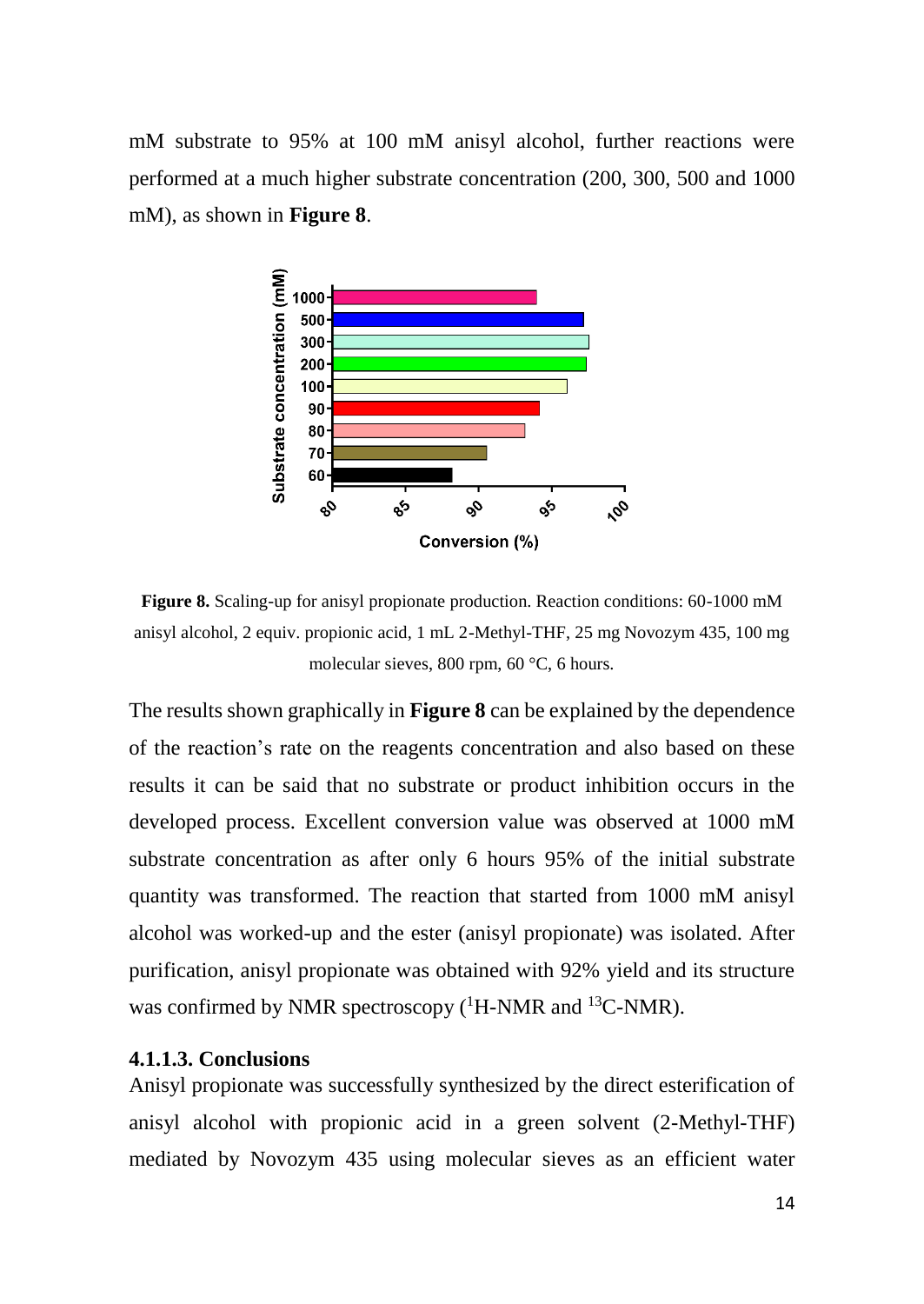mM substrate to 95% at 100 mM anisyl alcohol, further reactions were performed at a much higher substrate concentration (200, 300, 500 and 1000 mM), as shown in **Figure 8**.

**Figure 8.** Scaling-up for anisyl propionate production. Reaction conditions: 60-1000 mM anisyl alcohol, 2 equiv. propionic acid, 1 mL 2-Methyl-THF, 25 mg Novozym 435, 100 mg molecular sieves, 800 rpm, 60 °C, 6 hours.

The results shown graphically in **Figure 8** can be explained by the dependence of the reaction's rate on the reagents concentration and also based on these results it can be said that no substrate or product inhibition occurs in the developed process. Excellent conversion value was observed at 1000 mM substrate concentration as after only 6 hours 95% of the initial substrate quantity was transformed. The reaction that started from 1000 mM anisyl alcohol was worked-up and the ester (anisyl propionate) was isolated. After purification, anisyl propionate was obtained with 92% yield and its structure was confirmed by NMR spectroscopy ($^{1}$H-NMR and $^{13}$C-NMR).

#### 4.1.1.3. Conclusions

Anisyl propionate was successfully synthesized by the direct esterification of anisyl alcohol with propionic acid in a green solvent (2-Methyl-THF) mediated by Novozym 435 using molecular sieves as an efficient water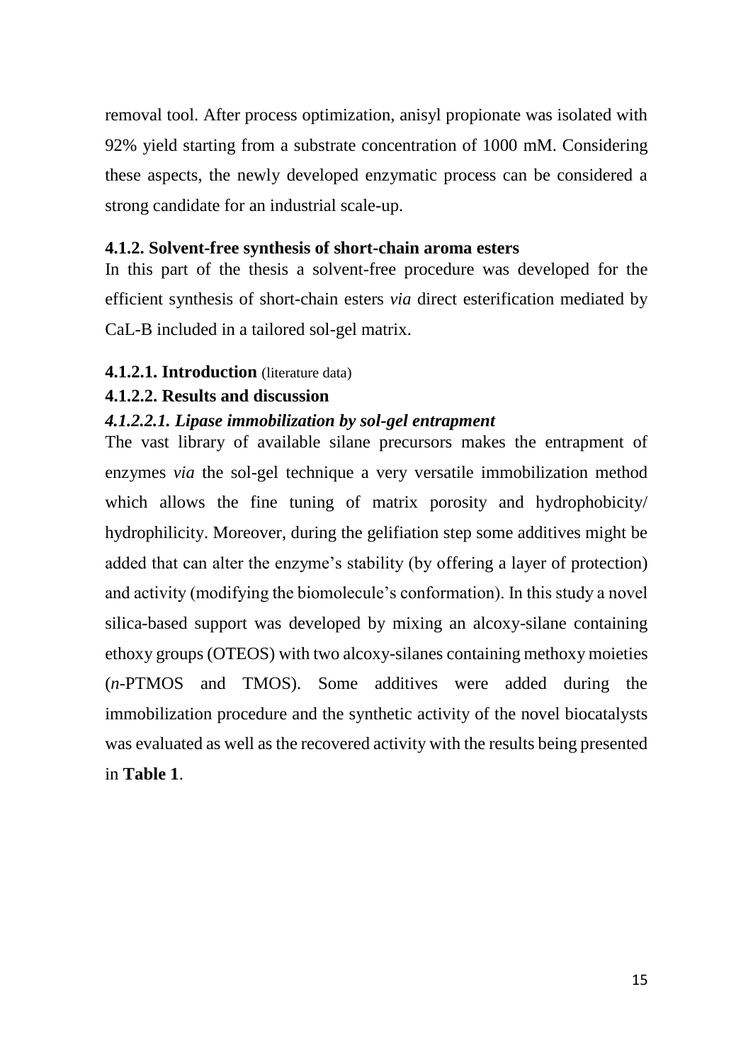removal tool. After process optimization, anisyl propionate was isolated with 92% yield starting from a substrate concentration of 1000 mM. Considering these aspects, the newly developed enzymatic process can be considered a strong candidate for an industrial scale-up.

#### 4.1.2. Solvent-free synthesis of short-chain aroma esters

In this part of the thesis a solvent-free procedure was developed for the efficient synthesis of short-chain esters *via* direct esterification mediated by CaL-B included in a tailored sol-gel matrix.

##### 4.1.2.1. Introduction (literature data)

##### 4.1.2.2. Results and discussion

###### *4.1.2.2.1. Lipase immobilization by sol-gel entrapment*

The vast library of available silane precursors makes the entrapment of enzymes *via* the sol-gel technique a very versatile immobilization method which allows the fine tuning of matrix porosity and hydrophobicity/ hydrophilicity. Moreover, during the gelifiation step some additives might be added that can alter the enzyme's stability (by offering a layer of protection) and activity (modifying the biomolecule's conformation). In this study a novel silica-based support was developed by mixing an alcoxy-silane containing ethoxy groups (OTEOS) with two alcoxy-silanes containing methoxy moieties (*n*-PTMOS and TMOS). Some additives were added during the immobilization procedure and the synthetic activity of the novel biocatalysts was evaluated as well as the recovered activity with the results being presented in **Table 1**.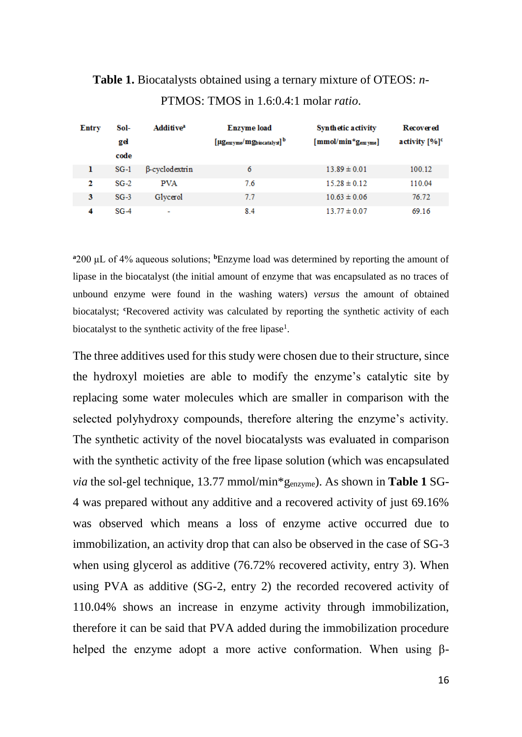**Table 1.** Biocatalysts obtained using a ternary mixture of OTEOS: *n*-PTMOS: TMOS in 1.6:0.4:1 molar *ratio*.

| Entry | Sol-gel code | Additive[a] | Enzyme load [$\mu g_{enzyme}/mg_{biocatalyst}$][b] | Synthetic activity [$mmol/min*g_{enzyme}$] | Recovered activity [%][c] |
|---|---|---|---|---|---|
| 1 | SG-1 | β-cyclodextrin | 6 | 13.89 ± 0.01 | 100.12 |
| 2 | SG-2 | PVA | 7.6 | 15.28 ± 0.12 | 110.04 |
| 3 | SG-3 | Glycerol | 7.7 | 10.63 ± 0.06 | 76.72 |
| 4 | SG-4 | - | 8.4 | 13.77 ± 0.07 | 69.16 |

[a]200 µL of 4% aqueous solutions; [b]Enzyme load was determined by reporting the amount of lipase in the biocatalyst (the initial amount of enzyme that was encapsulated as no traces of unbound enzyme were found in the washing waters) *versus* the amount of obtained biocatalyst; [c]Recovered activity was calculated by reporting the synthetic activity of each biocatalyst to the synthetic activity of the free lipase[1].

The three additives used for this study were chosen due to their structure, since the hydroxyl moieties are able to modify the enzyme's catalytic site by replacing some water molecules which are smaller in comparison with the selected polyhydroxy compounds, therefore altering the enzyme's activity. The synthetic activity of the novel biocatalysts was evaluated in comparison with the synthetic activity of the free lipase solution (which was encapsulated *via* the sol-gel technique, 13.77 mmol/min*$g_{enzyme}$). As shown in **Table 1** SG-4 was prepared without any additive and a recovered activity of just 69.16% was observed which means a loss of enzyme active occurred due to immobilization, an activity drop that can also be observed in the case of SG-3 when using glycerol as additive (76.72% recovered activity, entry 3). When using PVA as additive (SG-2, entry 2) the recorded recovered activity of 110.04% shows an increase in enzyme activity through immobilization, therefore it can be said that PVA added during the immobilization procedure helped the enzyme adopt a more active conformation. When using β-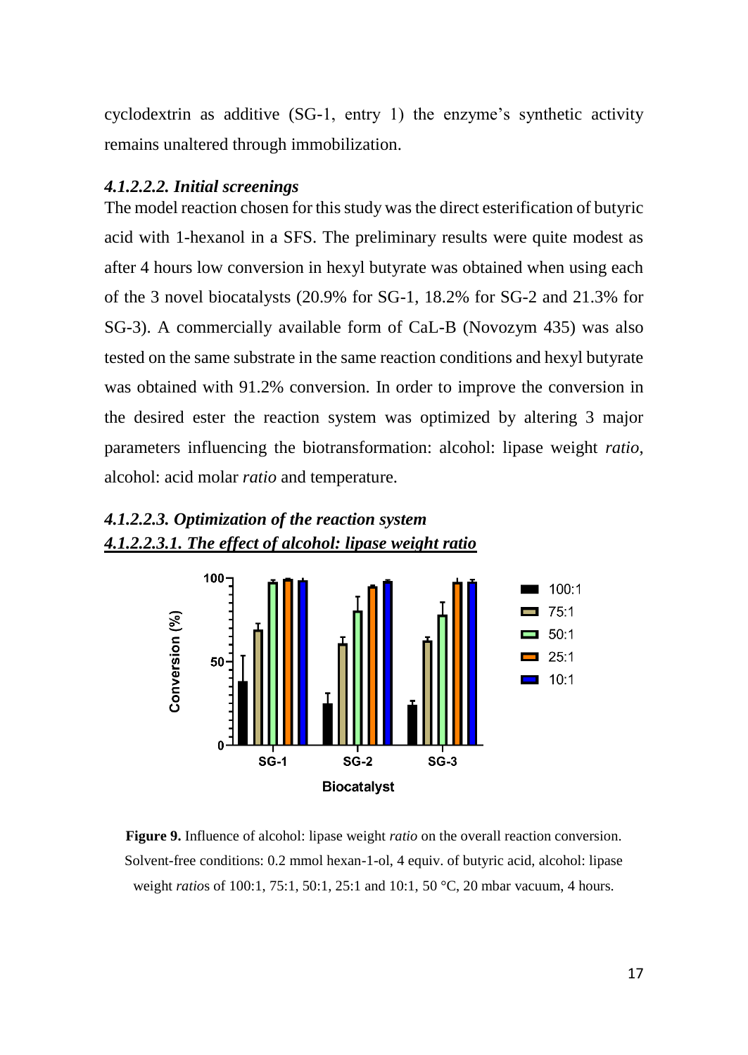cyclodextrin as additive (SG-1, entry 1) the enzyme's synthetic activity remains unaltered through immobilization.

#### *4.1.2.2.2. Initial screenings*

The model reaction chosen for this study was the direct esterification of butyric acid with 1-hexanol in a SFS. The preliminary results were quite modest as after 4 hours low conversion in hexyl butyrate was obtained when using each of the 3 novel biocatalysts (20.9% for SG-1, 18.2% for SG-2 and 21.3% for SG-3). A commercially available form of CaL-B (Novozym 435) was also tested on the same substrate in the same reaction conditions and hexyl butyrate was obtained with 91.2% conversion. In order to improve the conversion in the desired ester the reaction system was optimized by altering 3 major parameters influencing the biotransformation: alcohol: lipase weight *ratio*, alcohol: acid molar *ratio* and temperature.

#### *4.1.2.2.3. Optimization of the reaction system*

##### ***4.1.2.2.3.1. The effect of alcohol: lipase weight ratio***

**Figure 9.** Influence of alcohol: lipase weight *ratio* on the overall reaction conversion. Solvent-free conditions: 0.2 mmol hexan-1-ol, 4 equiv. of butyric acid, alcohol: lipase weight *ratio*s of 100:1, 75:1, 50:1, 25:1 and 10:1, 50 °C, 20 mbar vacuum, 4 hours.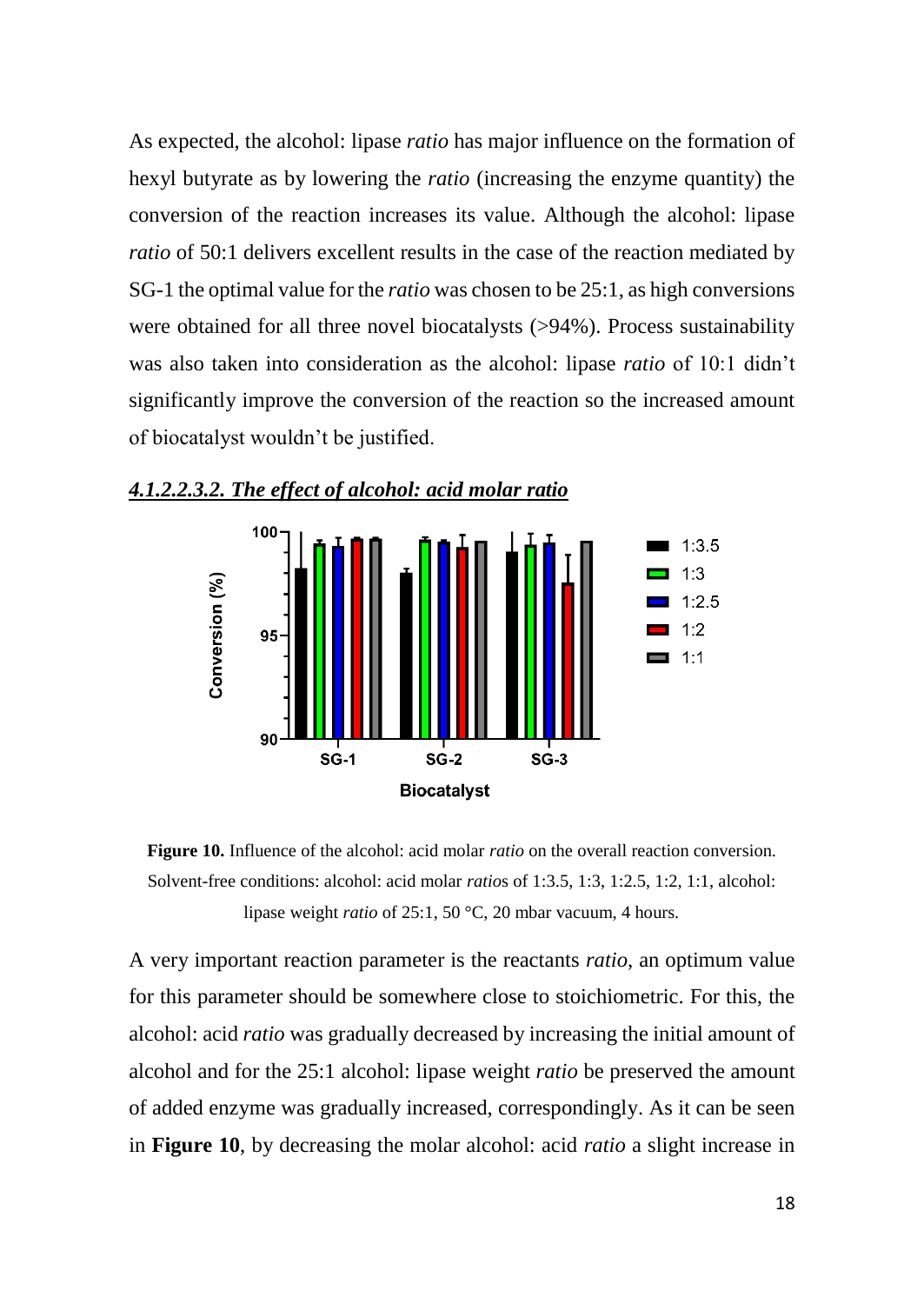As expected, the alcohol: lipase *ratio* has major influence on the formation of hexyl butyrate as by lowering the *ratio* (increasing the enzyme quantity) the conversion of the reaction increases its value. Although the alcohol: lipase *ratio* of 50:1 delivers excellent results in the case of the reaction mediated by SG-1 the optimal value for the *ratio* was chosen to be 25:1, as high conversions were obtained for all three novel biocatalysts (>94%). Process sustainability was also taken into consideration as the alcohol: lipase *ratio* of 10:1 didn't significantly improve the conversion of the reaction so the increased amount of biocatalyst wouldn't be justified.

#### ***4.1.2.2.3.2. The effect of alcohol: acid molar ratio***

**Figure 10.** Influence of the alcohol: acid molar *ratio* on the overall reaction conversion. Solvent-free conditions: alcohol: acid molar *ratio*s of 1:3.5, 1:3, 1:2.5, 1:2, 1:1, alcohol: lipase weight *ratio* of 25:1, 50 °C, 20 mbar vacuum, 4 hours.

A very important reaction parameter is the reactants *ratio*, an optimum value for this parameter should be somewhere close to stoichiometric. For this, the alcohol: acid *ratio* was gradually decreased by increasing the initial amount of alcohol and for the 25:1 alcohol: lipase weight *ratio* be preserved the amount of added enzyme was gradually increased, correspondingly. As it can be seen in **Figure 10**, by decreasing the molar alcohol: acid *ratio* a slight increase in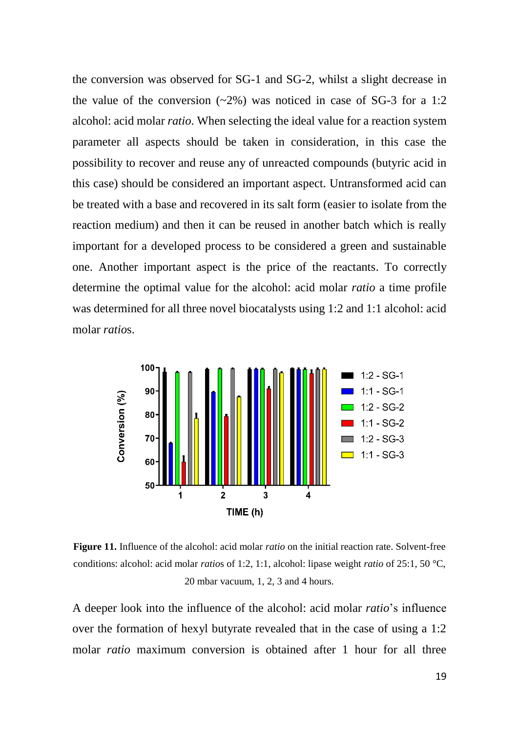the conversion was observed for SG-1 and SG-2, whilst a slight decrease in the value of the conversion (~2%) was noticed in case of SG-3 for a 1:2 alcohol: acid molar *ratio*. When selecting the ideal value for a reaction system parameter all aspects should be taken in consideration, in this case the possibility to recover and reuse any of unreacted compounds (butyric acid in this case) should be considered an important aspect. Untransformed acid can be treated with a base and recovered in its salt form (easier to isolate from the reaction medium) and then it can be reused in another batch which is really important for a developed process to be considered a green and sustainable one. Another important aspect is the price of the reactants. To correctly determine the optimal value for the alcohol: acid molar *ratio* a time profile was determined for all three novel biocatalysts using 1:2 and 1:1 alcohol: acid molar *ratio*s.

**Figure 11.** Influence of the alcohol: acid molar *ratio* on the initial reaction rate. Solvent-free conditions: alcohol: acid molar *ratio*s of 1:2, 1:1, alcohol: lipase weight *ratio* of 25:1, 50 °C, 20 mbar vacuum, 1, 2, 3 and 4 hours.

A deeper look into the influence of the alcohol: acid molar *ratio*'s influence over the formation of hexyl butyrate revealed that in the case of using a 1:2 molar *ratio* maximum conversion is obtained after 1 hour for all three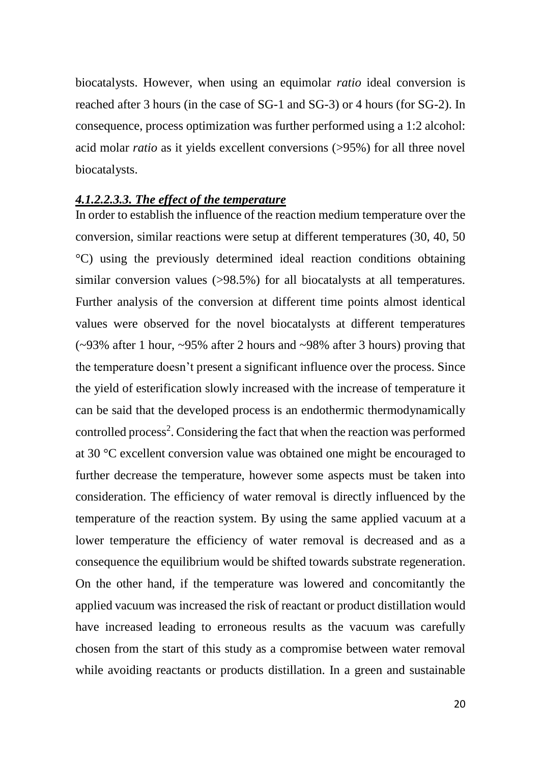biocatalysts. However, when using an equimolar *ratio* ideal conversion is reached after 3 hours (in the case of SG-1 and SG-3) or 4 hours (for SG-2). In consequence, process optimization was further performed using a 1:2 alcohol: acid molar *ratio* as it yields excellent conversions (>95%) for all three novel biocatalysts.

#### ***4.1.2.2.3.3. The effect of the temperature***

In order to establish the influence of the reaction medium temperature over the conversion, similar reactions were setup at different temperatures (30, 40, 50 °C) using the previously determined ideal reaction conditions obtaining similar conversion values (>98.5%) for all biocatalysts at all temperatures. Further analysis of the conversion at different time points almost identical values were observed for the novel biocatalysts at different temperatures (~93% after 1 hour, ~95% after 2 hours and ~98% after 3 hours) proving that the temperature doesn't present a significant influence over the process. Since the yield of esterification slowly increased with the increase of temperature it can be said that the developed process is an endothermic thermodynamically controlled process[2]. Considering the fact that when the reaction was performed at 30 °C excellent conversion value was obtained one might be encouraged to further decrease the temperature, however some aspects must be taken into consideration. The efficiency of water removal is directly influenced by the temperature of the reaction system. By using the same applied vacuum at a lower temperature the efficiency of water removal is decreased and as a consequence the equilibrium would be shifted towards substrate regeneration. On the other hand, if the temperature was lowered and concomitantly the applied vacuum was increased the risk of reactant or product distillation would have increased leading to erroneous results as the vacuum was carefully chosen from the start of this study as a compromise between water removal while avoiding reactants or products distillation. In a green and sustainable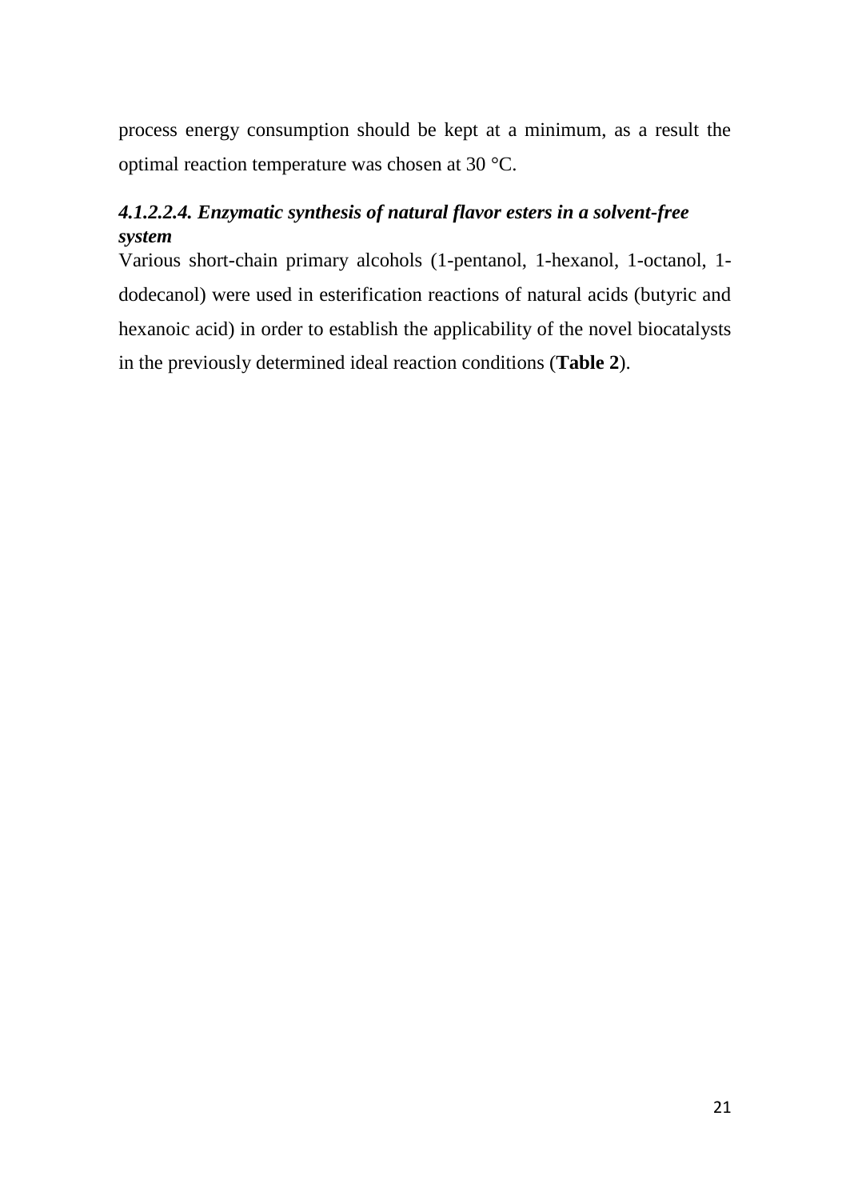process energy consumption should be kept at a minimum, as a result the optimal reaction temperature was chosen at 30 °C.

#### *4.1.2.2.4. Enzymatic synthesis of natural flavor esters in a solvent-free system*

Various short-chain primary alcohols (1-pentanol, 1-hexanol, 1-octanol, 1-dodecanol) were used in esterification reactions of natural acids (butyric and hexanoic acid) in order to establish the applicability of the novel biocatalysts in the previously determined ideal reaction conditions (**Table 2**).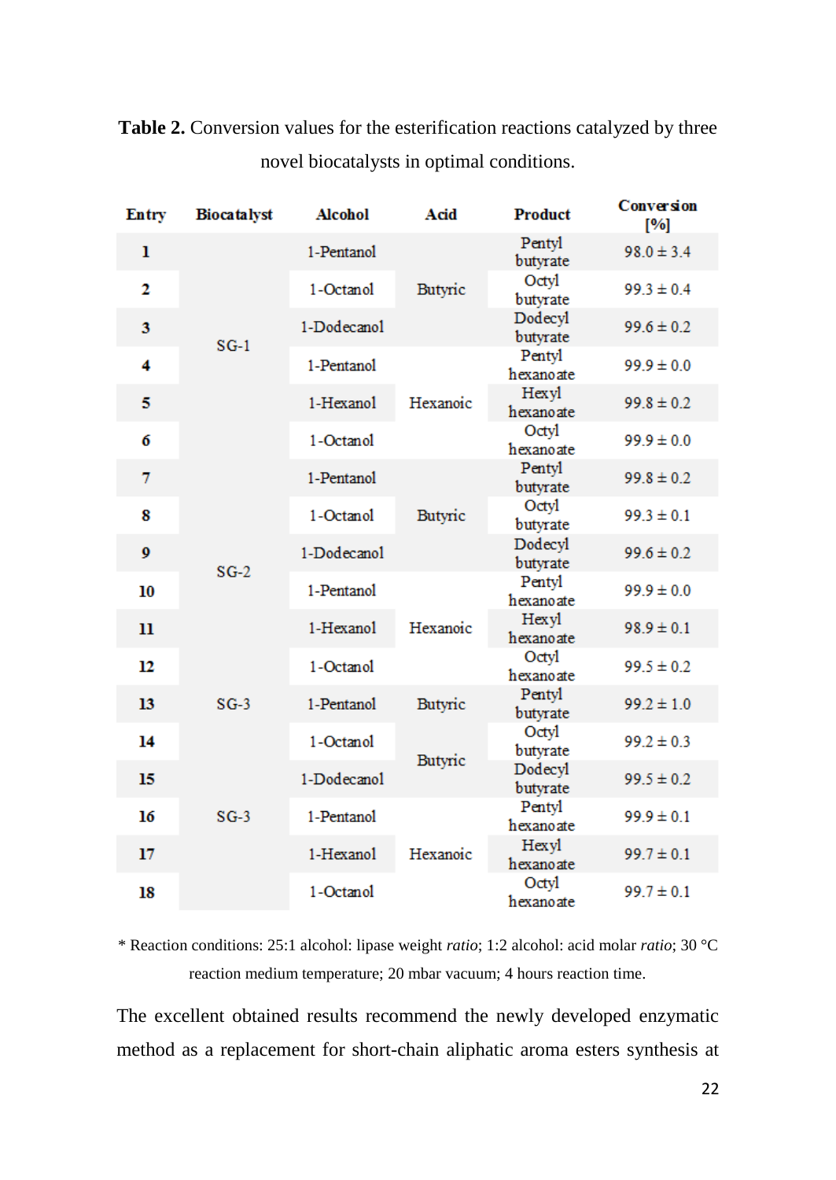**Table 2.** Conversion values for the esterification reactions catalyzed by three novel biocatalysts in optimal conditions.

| Entry | Biocatalyst | Alcohol | Acid | Product | Conversion [%] |
|---|---|---|---|---|---|
| **1** | SG-1 | 1-Pentanol | Butyric | Pentyl butyrate | 98.0 ± 3.4 |
| **2** | | 1-Octanol | | Octyl butyrate | 99.3 ± 0.4 |
| **3** | | 1-Dodecanol | | Dodecyl butyrate | 99.6 ± 0.2 |
| **4** | | 1-Pentanol | Hexanoic | Pentyl hexanoate | 99.9 ± 0.0 |
| **5** | | 1-Hexanol | | Hexyl hexanoate | 99.8 ± 0.2 |
| **6** | | 1-Octanol | | Octyl hexanoate | 99.9 ± 0.0 |
| **7** | SG-2 | 1-Pentanol | Butyric | Pentyl butyrate | 99.8 ± 0.2 |
| **8** | | 1-Octanol | | Octyl butyrate | 99.3 ± 0.1 |
| **9** | | 1-Dodecanol | | Dodecyl butyrate | 99.6 ± 0.2 |
| **10** | | 1-Pentanol | Hexanoic | Pentyl hexanoate | 99.9 ± 0.0 |
| **11** | | 1-Hexanol | | Hexyl hexanoate | 98.9 ± 0.1 |
| **12** | | 1-Octanol | | Octyl hexanoate | 99.5 ± 0.2 |
| **13** | SG-3 | 1-Pentanol | Butyric | Pentyl butyrate | 99.2 ± 1.0 |
| **14** | | 1-Octanol | Butyric | Octyl butyrate | 99.2 ± 0.3 |
| **15** | | 1-Dodecanol | | Dodecyl butyrate | 99.5 ± 0.2 |
| **16** | SG-3 | 1-Pentanol | Hexanoic | Pentyl hexanoate | 99.9 ± 0.1 |
| **17** | | 1-Hexanol | | Hexyl hexanoate | 99.7 ± 0.1 |
| **18** | | 1-Octanol | | Octyl hexanoate | 99.7 ± 0.1 |

\* Reaction conditions: 25:1 alcohol: lipase weight *ratio*; 1:2 alcohol: acid molar *ratio*; 30 °C reaction medium temperature; 20 mbar vacuum; 4 hours reaction time.

The excellent obtained results recommend the newly developed enzymatic method as a replacement for short-chain aliphatic aroma esters synthesis at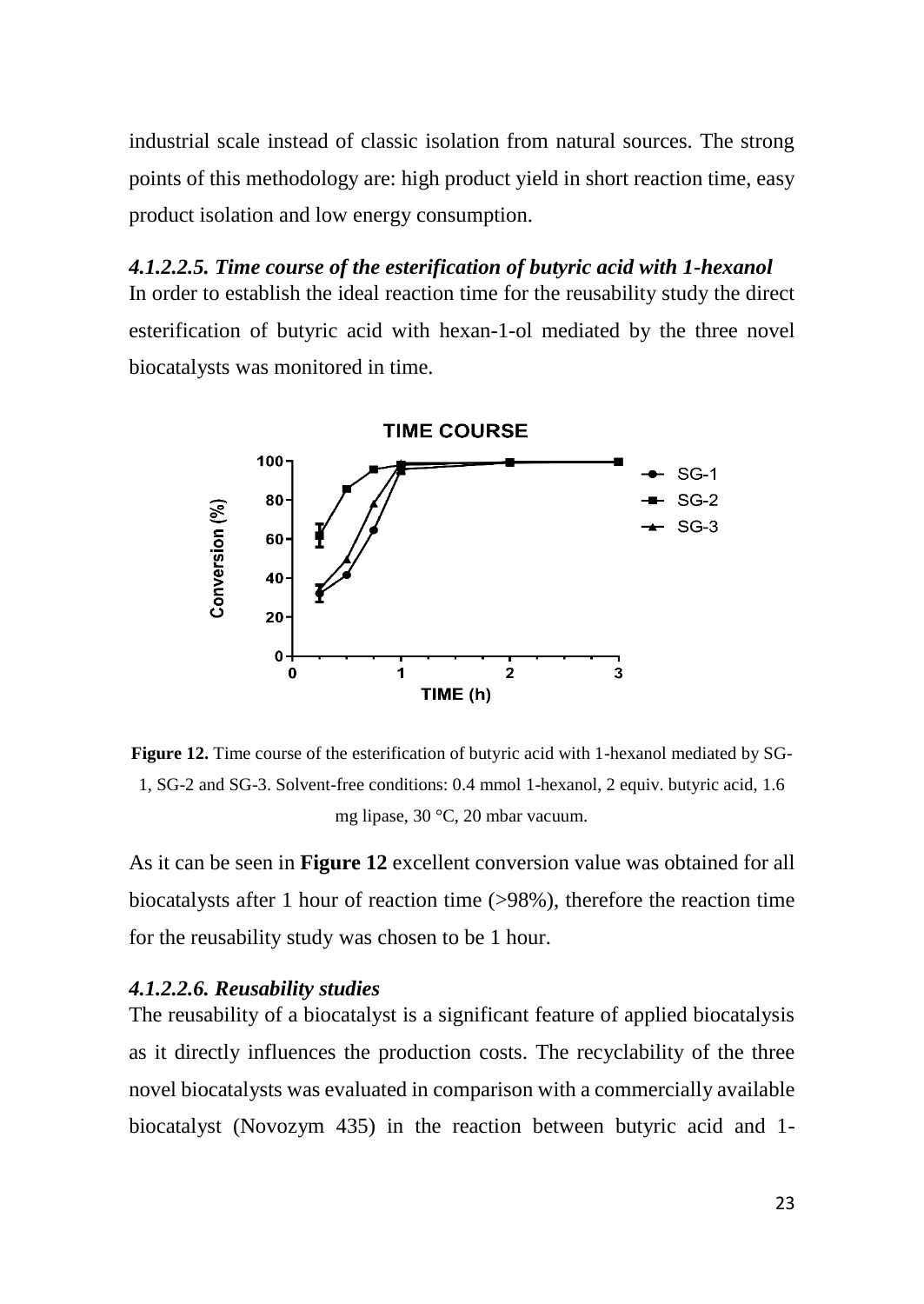industrial scale instead of classic isolation from natural sources. The strong points of this methodology are: high product yield in short reaction time, easy product isolation and low energy consumption.

#### *4.1.2.2.5. Time course of the esterification of butyric acid with 1-hexanol*

In order to establish the ideal reaction time for the reusability study the direct esterification of butyric acid with hexan-1-ol mediated by the three novel biocatalysts was monitored in time.

**Figure 12.** Time course of the esterification of butyric acid with 1-hexanol mediated by SG-1, SG-2 and SG-3. Solvent-free conditions: 0.4 mmol 1-hexanol, 2 equiv. butyric acid, 1.6 mg lipase, 30 °C, 20 mbar vacuum.

As it can be seen in **Figure 12** excellent conversion value was obtained for all biocatalysts after 1 hour of reaction time (>98%), therefore the reaction time for the reusability study was chosen to be 1 hour.

#### *4.1.2.2.6. Reusability studies*

The reusability of a biocatalyst is a significant feature of applied biocatalysis as it directly influences the production costs. The recyclability of the three novel biocatalysts was evaluated in comparison with a commercially available biocatalyst (Novozym 435) in the reaction between butyric acid and 1-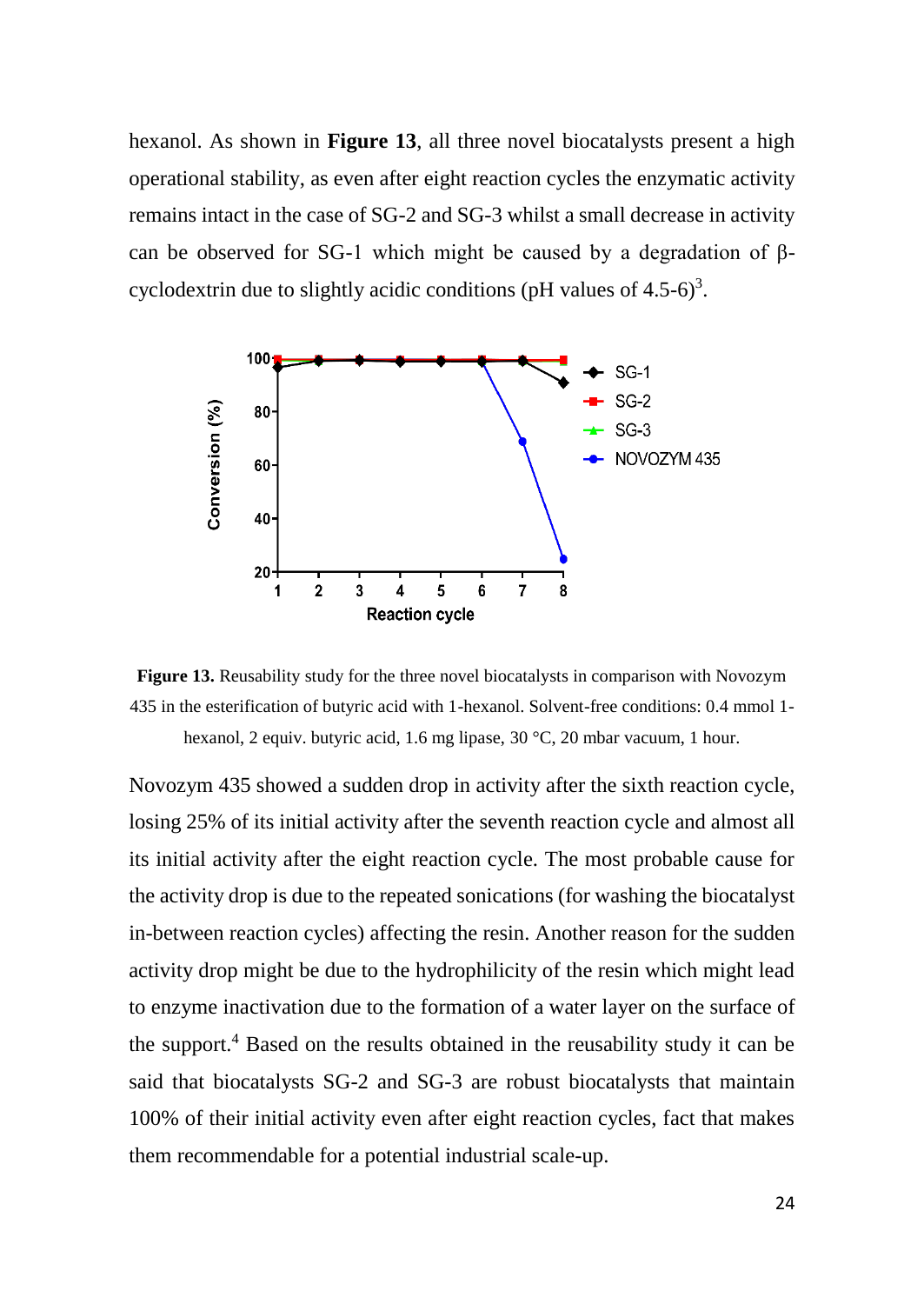hexanol. As shown in **Figure 13**, all three novel biocatalysts present a high operational stability, as even after eight reaction cycles the enzymatic activity remains intact in the case of SG-2 and SG-3 whilst a small decrease in activity can be observed for SG-1 which might be caused by a degradation of β-cyclodextrin due to slightly acidic conditions (pH values of 4.5-6)[3].

**Figure 13.** Reusability study for the three novel biocatalysts in comparison with Novozym 435 in the esterification of butyric acid with 1-hexanol. Solvent-free conditions: 0.4 mmol 1-hexanol, 2 equiv. butyric acid, 1.6 mg lipase, 30 °C, 20 mbar vacuum, 1 hour.

Novozym 435 showed a sudden drop in activity after the sixth reaction cycle, losing 25% of its initial activity after the seventh reaction cycle and almost all its initial activity after the eight reaction cycle. The most probable cause for the activity drop is due to the repeated sonications (for washing the biocatalyst in-between reaction cycles) affecting the resin. Another reason for the sudden activity drop might be due to the hydrophilicity of the resin which might lead to enzyme inactivation due to the formation of a water layer on the surface of the support.[4] Based on the results obtained in the reusability study it can be said that biocatalysts SG-2 and SG-3 are robust biocatalysts that maintain 100% of their initial activity even after eight reaction cycles, fact that makes them recommendable for a potential industrial scale-up.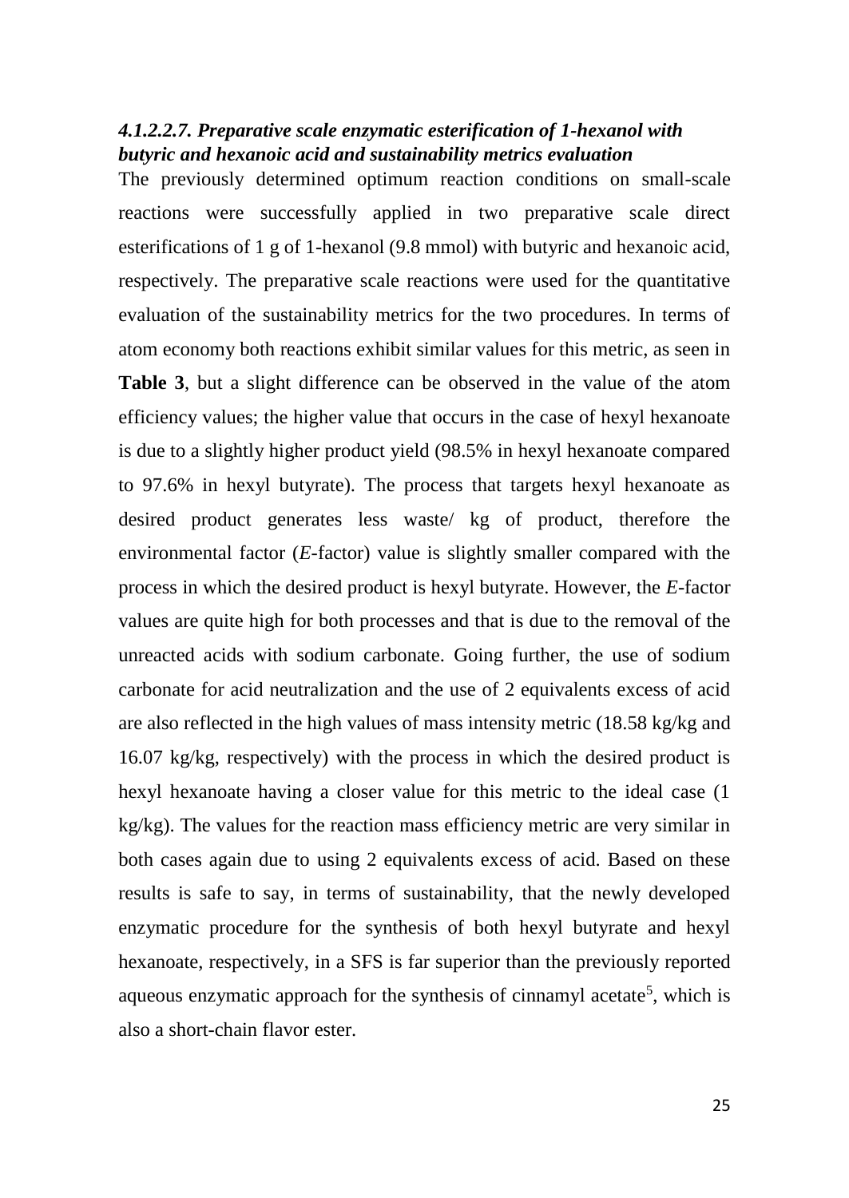### *4.1.2.2.7. Preparative scale enzymatic esterification of 1-hexanol with butyric and hexanoic acid and sustainability metrics evaluation*

The previously determined optimum reaction conditions on small-scale reactions were successfully applied in two preparative scale direct esterifications of 1 g of 1-hexanol (9.8 mmol) with butyric and hexanoic acid, respectively. The preparative scale reactions were used for the quantitative evaluation of the sustainability metrics for the two procedures. In terms of atom economy both reactions exhibit similar values for this metric, as seen in **Table 3**, but a slight difference can be observed in the value of the atom efficiency values; the higher value that occurs in the case of hexyl hexanoate is due to a slightly higher product yield (98.5% in hexyl hexanoate compared to 97.6% in hexyl butyrate). The process that targets hexyl hexanoate as desired product generates less waste/ kg of product, therefore the environmental factor (*E*-factor) value is slightly smaller compared with the process in which the desired product is hexyl butyrate. However, the *E*-factor values are quite high for both processes and that is due to the removal of the unreacted acids with sodium carbonate. Going further, the use of sodium carbonate for acid neutralization and the use of 2 equivalents excess of acid are also reflected in the high values of mass intensity metric (18.58 kg/kg and 16.07 kg/kg, respectively) with the process in which the desired product is hexyl hexanoate having a closer value for this metric to the ideal case (1 kg/kg). The values for the reaction mass efficiency metric are very similar in both cases again due to using 2 equivalents excess of acid. Based on these results is safe to say, in terms of sustainability, that the newly developed enzymatic procedure for the synthesis of both hexyl butyrate and hexyl hexanoate, respectively, in a SFS is far superior than the previously reported aqueous enzymatic approach for the synthesis of cinnamyl acetate[5], which is also a short-chain flavor ester.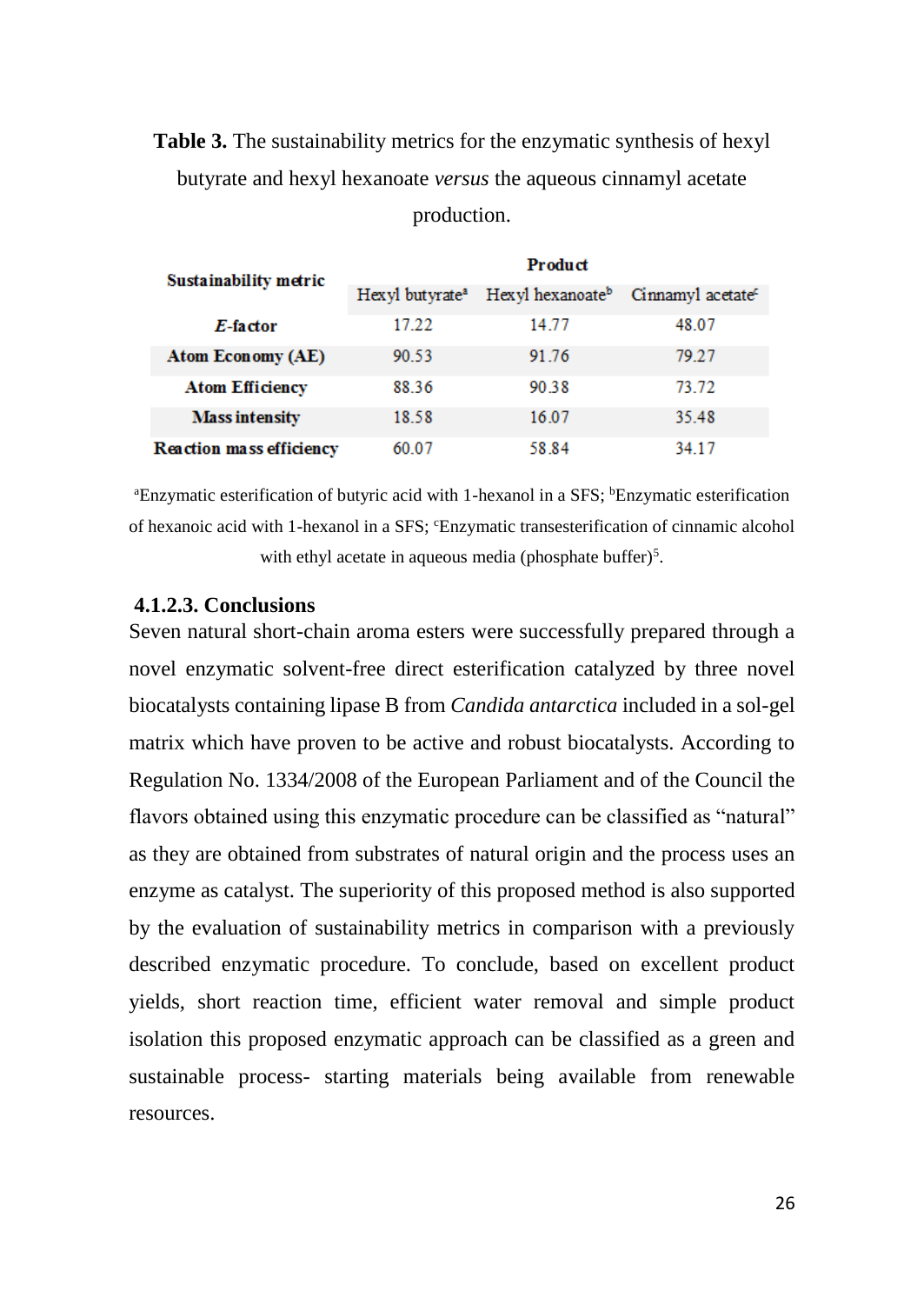**Table 3.** The sustainability metrics for the enzymatic synthesis of hexyl butyrate and hexyl hexanoate *versus* the aqueous cinnamyl acetate production.

| Sustainability metric | Product | | |
|---|---|---|---|
| | Hexyl butyrate[a] | Hexyl hexanoate[b] | Cinnamyl acetate[c] |
| ***E*-factor** | 17.22 | 14.77 | 48.07 |
| **Atom Economy (AE)** | 90.53 | 91.76 | 79.27 |
| **Atom Efficiency** | 88.36 | 90.38 | 73.72 |
| **Mass intensity** | 18.58 | 16.07 | 35.48 |
| **Reaction mass efficiency** | 60.07 | 58.84 | 34.17 |

[a]Enzymatic esterification of butyric acid with 1-hexanol in a SFS; [b]Enzymatic esterification of hexanoic acid with 1-hexanol in a SFS; [c]Enzymatic transesterification of cinnamic alcohol with ethyl acetate in aqueous media (phosphate buffer)[5].

#### 4.1.2.3. Conclusions

Seven natural short-chain aroma esters were successfully prepared through a novel enzymatic solvent-free direct esterification catalyzed by three novel biocatalysts containing lipase B from *Candida antarctica* included in a sol-gel matrix which have proven to be active and robust biocatalysts. According to Regulation No. 1334/2008 of the European Parliament and of the Council the flavors obtained using this enzymatic procedure can be classified as "natural" as they are obtained from substrates of natural origin and the process uses an enzyme as catalyst. The superiority of this proposed method is also supported by the evaluation of sustainability metrics in comparison with a previously described enzymatic procedure. To conclude, based on excellent product yields, short reaction time, efficient water removal and simple product isolation this proposed enzymatic approach can be classified as a green and sustainable process- starting materials being available from renewable resources.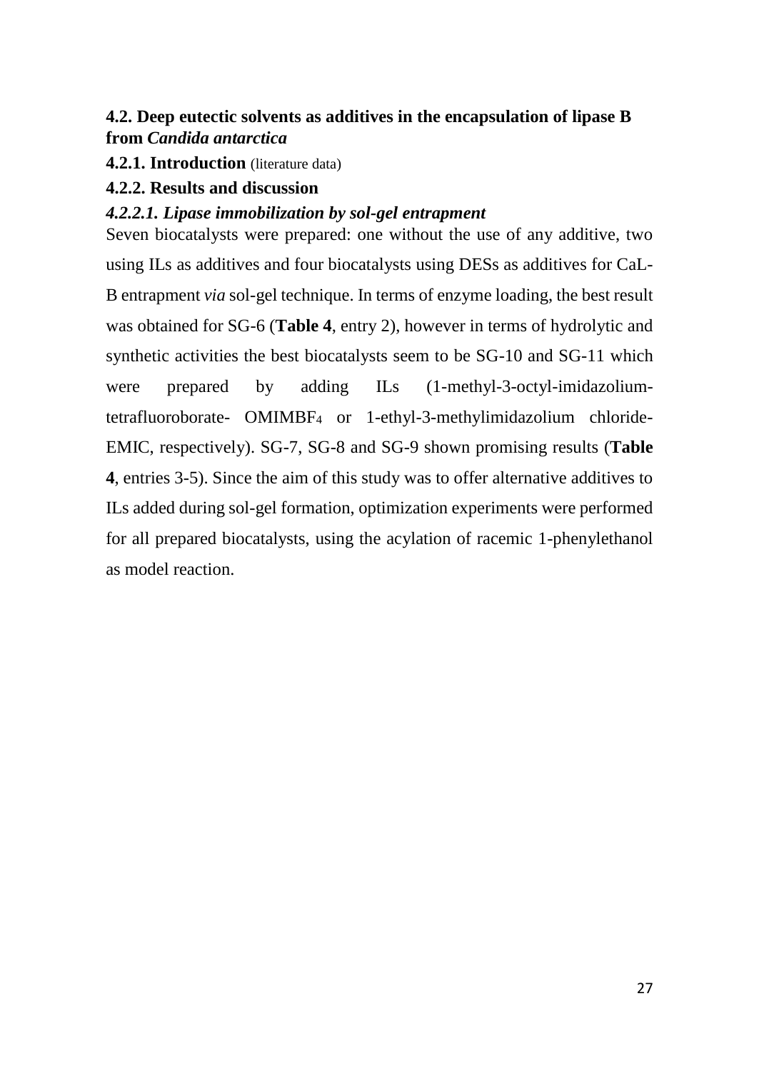## 4.2. Deep eutectic solvents as additives in the encapsulation of lipase B from *Candida antarctica*

### 4.2.1. Introduction (literature data)

### 4.2.2. Results and discussion

#### *4.2.2.1. Lipase immobilization by sol-gel entrapment*

Seven biocatalysts were prepared: one without the use of any additive, two using ILs as additives and four biocatalysts using DESs as additives for CaL-B entrapment *via* sol-gel technique. In terms of enzyme loading, the best result was obtained for SG-6 (**Table 4**, entry 2), however in terms of hydrolytic and synthetic activities the best biocatalysts seem to be SG-10 and SG-11 which were prepared by adding ILs (1-methyl-3-octyl-imidazolium-tetrafluoroborate- $OMIMBF_4$ or 1-ethyl-3-methylimidazolium chloride-EMIC, respectively). SG-7, SG-8 and SG-9 shown promising results (**Table 4**, entries 3-5). Since the aim of this study was to offer alternative additives to ILs added during sol-gel formation, optimization experiments were performed for all prepared biocatalysts, using the acylation of racemic 1-phenylethanol as model reaction.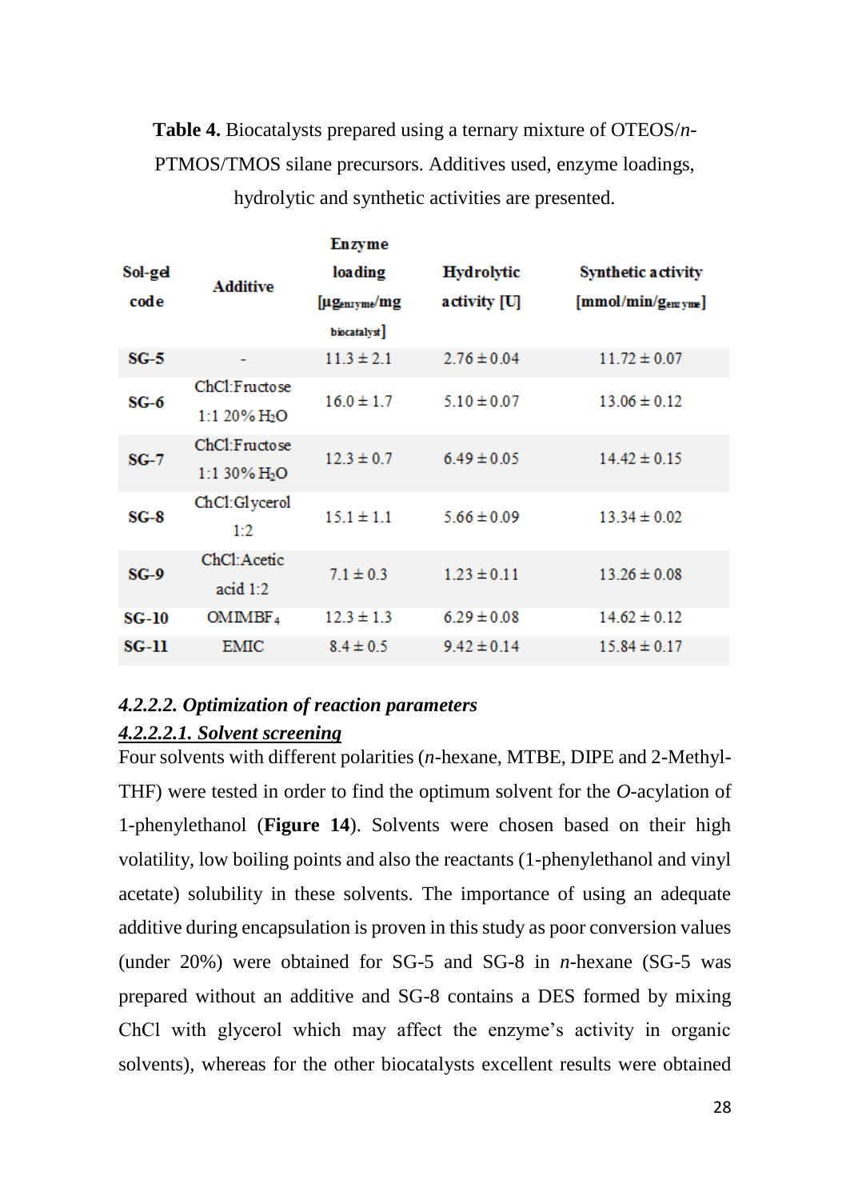**Table 4.** Biocatalysts prepared using a ternary mixture of OTEOS/*n*-PTMOS/TMOS silane precursors. Additives used, enzyme loadings, hydrolytic and synthetic activities are presented.

| Sol-gel code | Additive | Enzyme loading [$\mu g_{enzyme}$/mg biocatalyst] | Hydrolytic activity [U] | Synthetic activity [mmol/min/$g_{enzyme}$] |
|---|---|---|---|---|
| **SG-5** | - | 11.3 ± 2.1 | 2.76 ± 0.04 | 11.72 ± 0.07 |
| **SG-6** | ChCl:Fructose 1:1 20% $H_2O$ | 16.0 ± 1.7 | 5.10 ± 0.07 | 13.06 ± 0.12 |
| **SG-7** | ChCl:Fructose 1:1 30% $H_2O$ | 12.3 ± 0.7 | 6.49 ± 0.05 | 14.42 ± 0.15 |
| **SG-8** | ChCl:Glycerol 1:2 | 15.1 ± 1.1 | 5.66 ± 0.09 | 13.34 ± 0.02 |
| **SG-9** | ChCl:Acetic acid 1:2 | 7.1 ± 0.3 | 1.23 ± 0.11 | 13.26 ± 0.08 |
| **SG-10** | OMIMBF$_4$ | 12.3 ± 1.3 | 6.29 ± 0.08 | 14.62 ± 0.12 |
| **SG-11** | EMIC | 8.4 ± 0.5 | 9.42 ± 0.14 | 15.84 ± 0.17 |

#### *4.2.2.2. Optimization of reaction parameters*

##### *4.2.2.2.1. Solvent screening*

Four solvents with different polarities (*n*-hexane, MTBE, DIPE and 2-Methyl-THF) were tested in order to find the optimum solvent for the *O*-acylation of 1-phenylethanol (**Figure 14**). Solvents were chosen based on their high volatility, low boiling points and also the reactants (1-phenylethanol and vinyl acetate) solubility in these solvents. The importance of using an adequate additive during encapsulation is proven in this study as poor conversion values (under 20%) were obtained for SG-5 and SG-8 in *n*-hexane (SG-5 was prepared without an additive and SG-8 contains a DES formed by mixing ChCl with glycerol which may affect the enzyme's activity in organic solvents), whereas for the other biocatalysts excellent results were obtained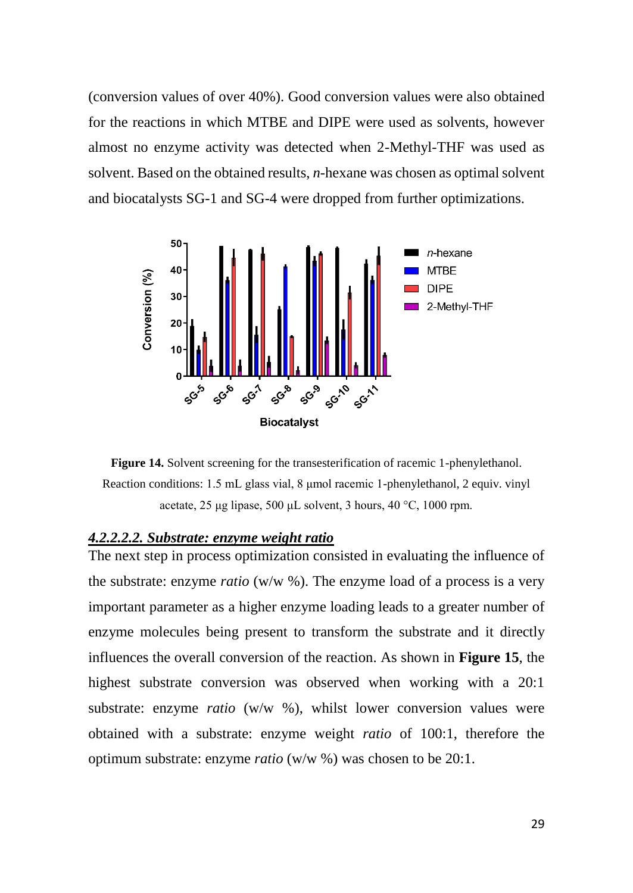(conversion values of over 40%). Good conversion values were also obtained for the reactions in which MTBE and DIPE were used as solvents, however almost no enzyme activity was detected when 2-Methyl-THF was used as solvent. Based on the obtained results, *n*-hexane was chosen as optimal solvent and biocatalysts SG-1 and SG-4 were dropped from further optimizations.

**Figure 14.** Solvent screening for the transesterification of racemic 1-phenylethanol. Reaction conditions: 1.5 mL glass vial, 8 μmol racemic 1-phenylethanol, 2 equiv. vinyl acetate, 25 μg lipase, 500 μL solvent, 3 hours, 40 °C, 1000 rpm.

#### ***4.2.2.2.2. Substrate: enzyme weight ratio***

The next step in process optimization consisted in evaluating the influence of the substrate: enzyme *ratio* (w/w %). The enzyme load of a process is a very important parameter as a higher enzyme loading leads to a greater number of enzyme molecules being present to transform the substrate and it directly influences the overall conversion of the reaction. As shown in **Figure 15**, the highest substrate conversion was observed when working with a 20:1 substrate: enzyme *ratio* (w/w %), whilst lower conversion values were obtained with a substrate: enzyme weight *ratio* of 100:1, therefore the optimum substrate: enzyme *ratio* (w/w %) was chosen to be 20:1.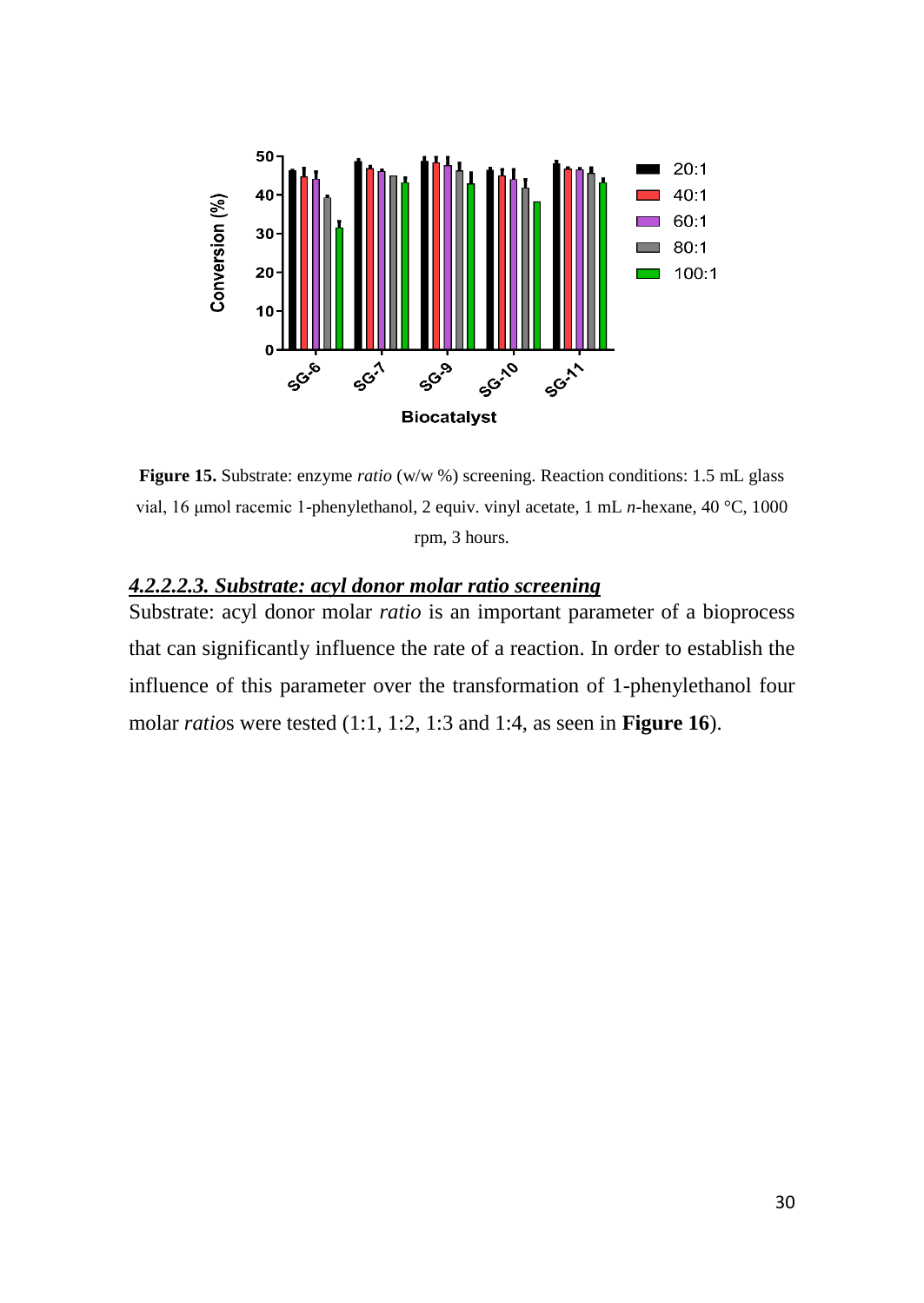**Figure 15.** Substrate: enzyme *ratio* (w/w %) screening. Reaction conditions: 1.5 mL glass vial, 16 μmol racemic 1-phenylethanol, 2 equiv. vinyl acetate, 1 mL *n*-hexane, 40 °C, 1000 rpm, 3 hours.

#### ***4.2.2.2.3. Substrate: acyl donor molar ratio screening***

Substrate: acyl donor molar *ratio* is an important parameter of a bioprocess that can significantly influence the rate of a reaction. In order to establish the influence of this parameter over the transformation of 1-phenylethanol four molar *ratio*s were tested (1:1, 1:2, 1:3 and 1:4, as seen in **Figure 16**).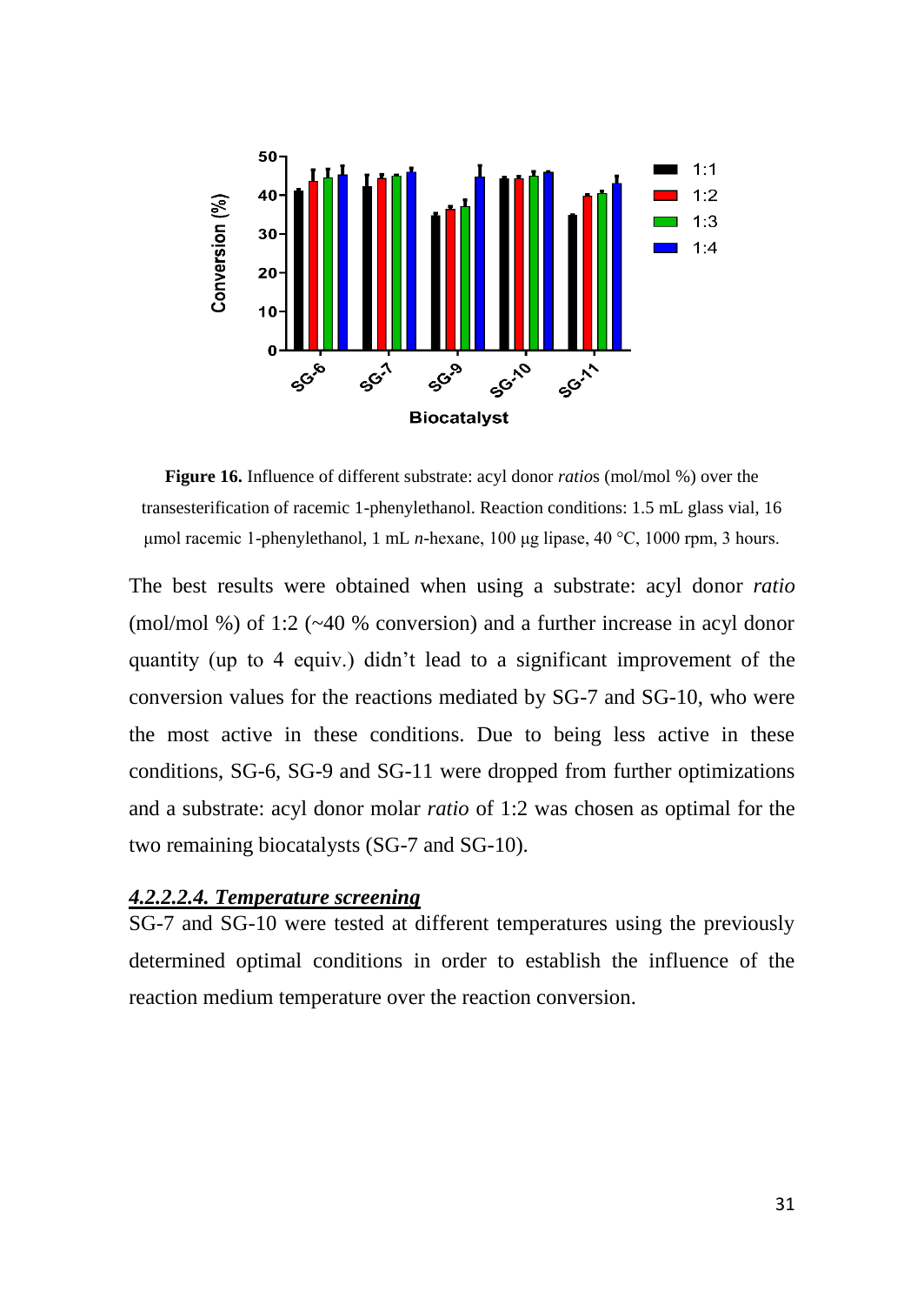**Figure 16.** Influence of different substrate: acyl donor *ratio*s (mol/mol %) over the transesterification of racemic 1-phenylethanol. Reaction conditions: 1.5 mL glass vial, 16 μmol racemic 1-phenylethanol, 1 mL *n*-hexane, 100 μg lipase, 40 °C, 1000 rpm, 3 hours.

The best results were obtained when using a substrate: acyl donor *ratio* (mol/mol %) of 1:2 (~40 % conversion) and a further increase in acyl donor quantity (up to 4 equiv.) didn't lead to a significant improvement of the conversion values for the reactions mediated by SG-7 and SG-10, who were the most active in these conditions. Due to being less active in these conditions, SG-6, SG-9 and SG-11 were dropped from further optimizations and a substrate: acyl donor molar *ratio* of 1:2 was chosen as optimal for the two remaining biocatalysts (SG-7 and SG-10).

#### *4.2.2.2.4. Temperature screening*

SG-7 and SG-10 were tested at different temperatures using the previously determined optimal conditions in order to establish the influence of the reaction medium temperature over the reaction conversion.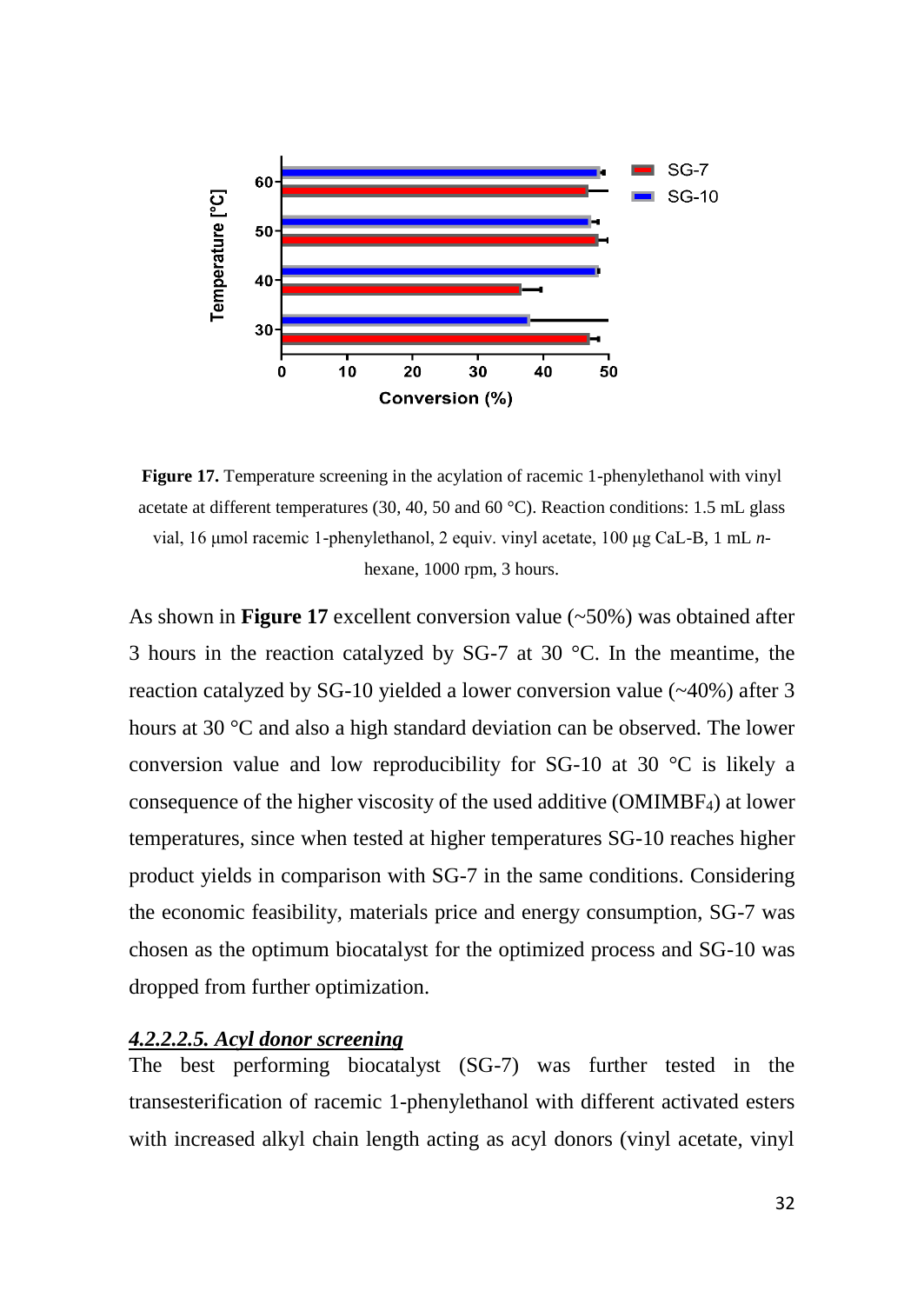**Figure 17.** Temperature screening in the acylation of racemic 1-phenylethanol with vinyl acetate at different temperatures (30, 40, 50 and 60 °C). Reaction conditions: 1.5 mL glass vial, 16 µmol racemic 1-phenylethanol, 2 equiv. vinyl acetate, 100 µg CaL-B, 1 mL *n*-hexane, 1000 rpm, 3 hours.

As shown in **Figure 17** excellent conversion value (~50%) was obtained after 3 hours in the reaction catalyzed by SG-7 at 30 °C. In the meantime, the reaction catalyzed by SG-10 yielded a lower conversion value (~40%) after 3 hours at 30 °C and also a high standard deviation can be observed. The lower conversion value and low reproducibility for SG-10 at 30 °C is likely a consequence of the higher viscosity of the used additive ($OMIMBF_4$) at lower temperatures, since when tested at higher temperatures SG-10 reaches higher product yields in comparison with SG-7 in the same conditions. Considering the economic feasibility, materials price and energy consumption, SG-7 was chosen as the optimum biocatalyst for the optimized process and SG-10 was dropped from further optimization.

#### ***4.2.2.2.5. Acyl donor screening***

The best performing biocatalyst (SG-7) was further tested in the transesterification of racemic 1-phenylethanol with different activated esters with increased alkyl chain length acting as acyl donors (vinyl acetate, vinyl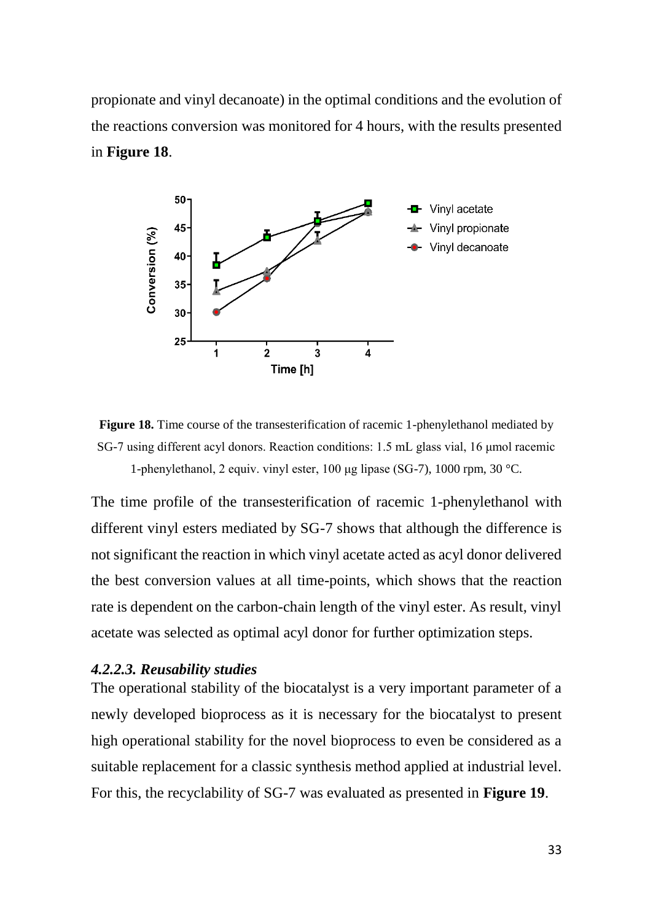propionate and vinyl decanoate) in the optimal conditions and the evolution of the reactions conversion was monitored for 4 hours, with the results presented in **Figure 18**.

**Figure 18.** Time course of the transesterification of racemic 1-phenylethanol mediated by SG-7 using different acyl donors. Reaction conditions: 1.5 mL glass vial, 16 μmol racemic 1-phenylethanol, 2 equiv. vinyl ester, 100 μg lipase (SG-7), 1000 rpm, 30 °C.

The time profile of the transesterification of racemic 1-phenylethanol with different vinyl esters mediated by SG-7 shows that although the difference is not significant the reaction in which vinyl acetate acted as acyl donor delivered the best conversion values at all time-points, which shows that the reaction rate is dependent on the carbon-chain length of the vinyl ester. As result, vinyl acetate was selected as optimal acyl donor for further optimization steps.

### *4.2.2.3. Reusability studies*

The operational stability of the biocatalyst is a very important parameter of a newly developed bioprocess as it is necessary for the biocatalyst to present high operational stability for the novel bioprocess to even be considered as a suitable replacement for a classic synthesis method applied at industrial level. For this, the recyclability of SG-7 was evaluated as presented in **Figure 19**.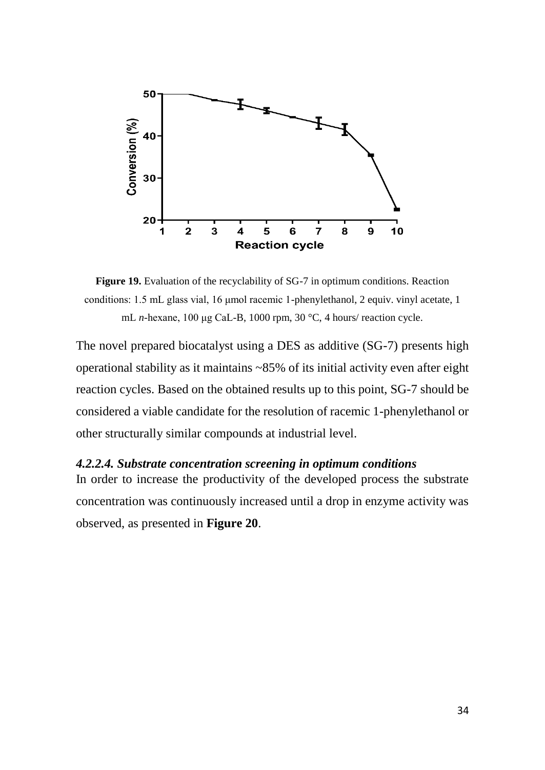**Figure 19.** Evaluation of the recyclability of SG-7 in optimum conditions. Reaction conditions: 1.5 mL glass vial, 16 μmol racemic 1-phenylethanol, 2 equiv. vinyl acetate, 1 mL *n*-hexane, 100 μg CaL-B, 1000 rpm, 30 °C, 4 hours/ reaction cycle.

The novel prepared biocatalyst using a DES as additive (SG-7) presents high operational stability as it maintains ~85% of its initial activity even after eight reaction cycles. Based on the obtained results up to this point, SG-7 should be considered a viable candidate for the resolution of racemic 1-phenylethanol or other structurally similar compounds at industrial level.

#### *4.2.2.4. Substrate concentration screening in optimum conditions*

In order to increase the productivity of the developed process the substrate concentration was continuously increased until a drop in enzyme activity was observed, as presented in **Figure 20**.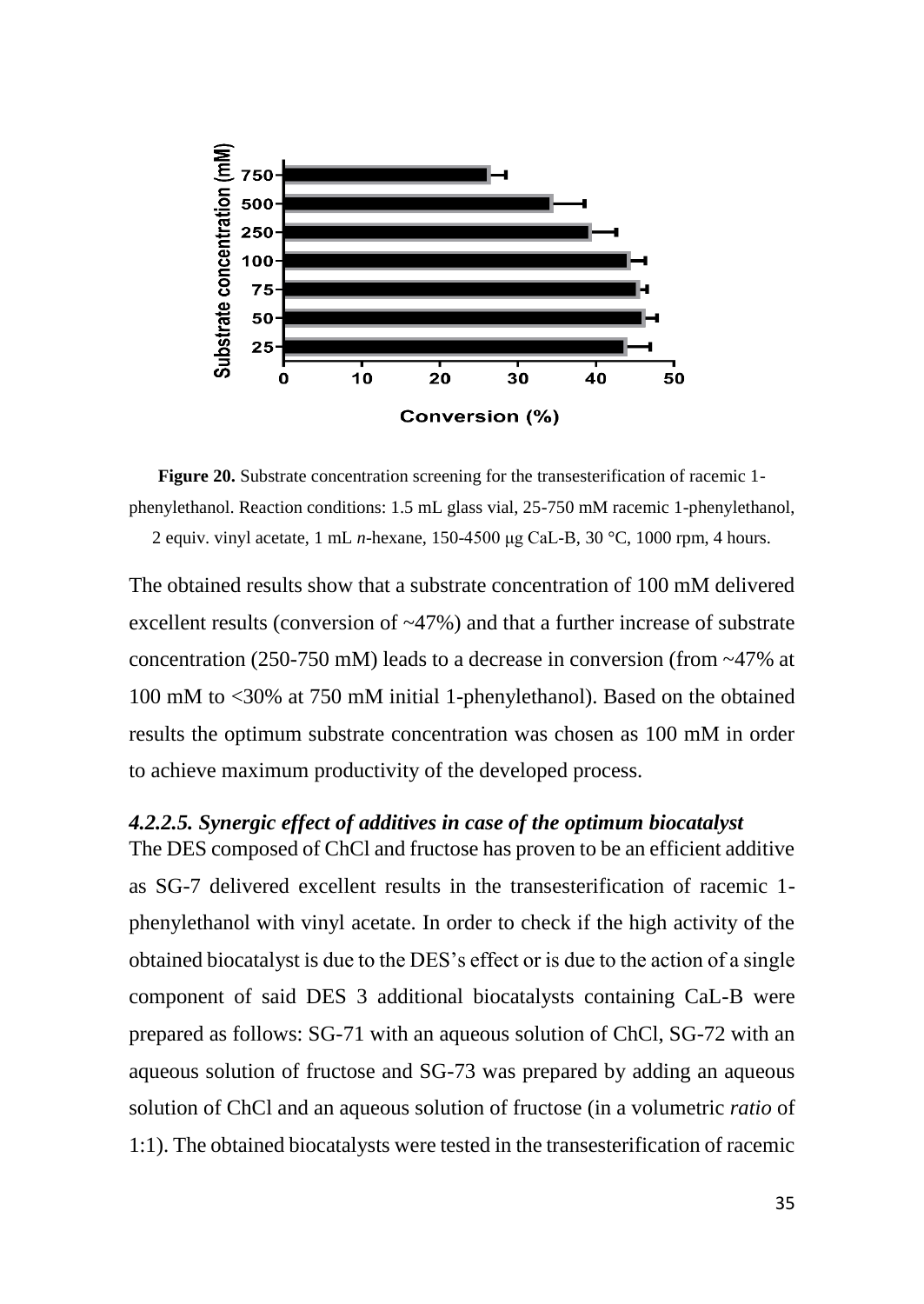**Figure 20.** Substrate concentration screening for the transesterification of racemic 1-phenylethanol. Reaction conditions: 1.5 mL glass vial, 25-750 mM racemic 1-phenylethanol, 2 equiv. vinyl acetate, 1 mL *n*-hexane, 150-4500 μg CaL-B, 30 °C, 1000 rpm, 4 hours.

The obtained results show that a substrate concentration of 100 mM delivered excellent results (conversion of ~47%) and that a further increase of substrate concentration (250-750 mM) leads to a decrease in conversion (from ~47% at 100 mM to <30% at 750 mM initial 1-phenylethanol). Based on the obtained results the optimum substrate concentration was chosen as 100 mM in order to achieve maximum productivity of the developed process.

#### *4.2.2.5. Synergic effect of additives in case of the optimum biocatalyst*

The DES composed of ChCl and fructose has proven to be an efficient additive as SG-7 delivered excellent results in the transesterification of racemic 1-phenylethanol with vinyl acetate. In order to check if the high activity of the obtained biocatalyst is due to the DES's effect or is due to the action of a single component of said DES 3 additional biocatalysts containing CaL-B were prepared as follows: SG-71 with an aqueous solution of ChCl, SG-72 with an aqueous solution of fructose and SG-73 was prepared by adding an aqueous solution of ChCl and an aqueous solution of fructose (in a volumetric *ratio* of 1:1). The obtained biocatalysts were tested in the transesterification of racemic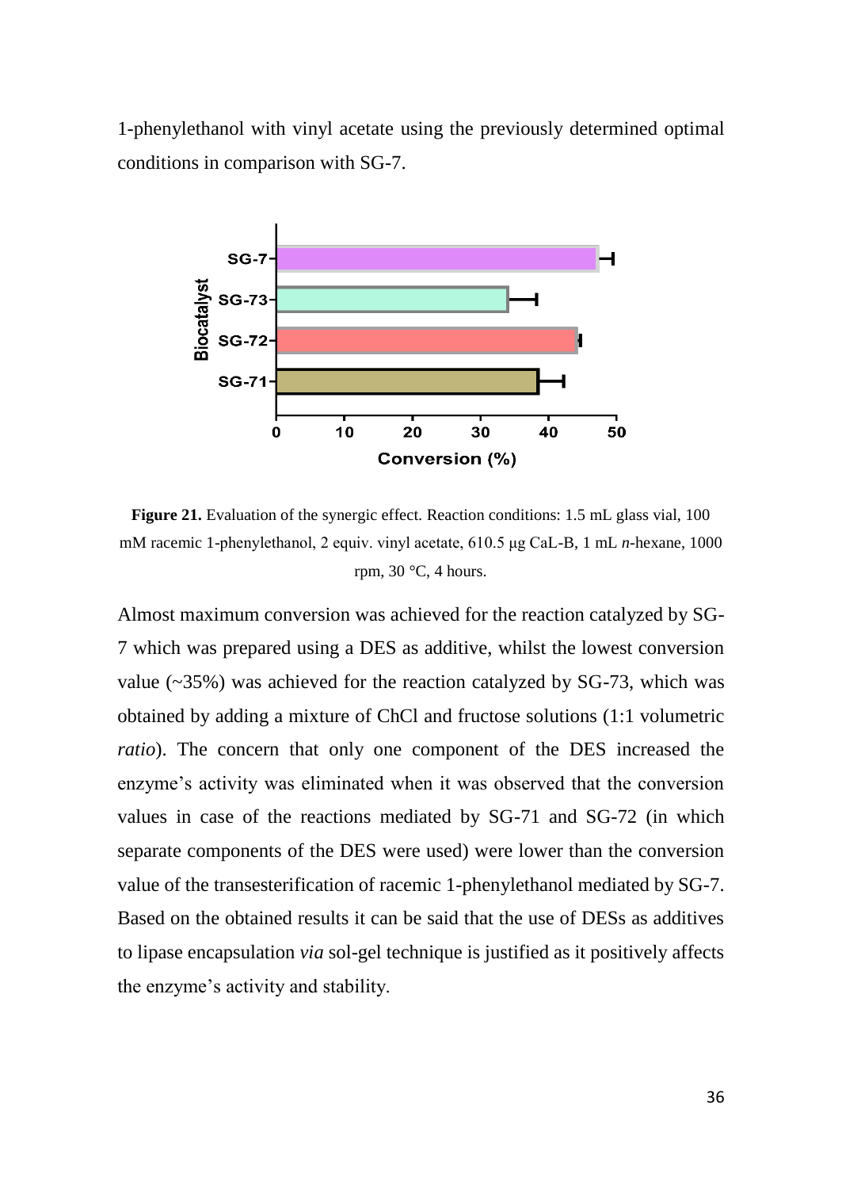1-phenylethanol with vinyl acetate using the previously determined optimal conditions in comparison with SG-7.

**Figure 21.** Evaluation of the synergic effect. Reaction conditions: 1.5 mL glass vial, 100 mM racemic 1-phenylethanol, 2 equiv. vinyl acetate, 610.5 μg CaL-B, 1 mL *n*-hexane, 1000 rpm, 30 °C, 4 hours.

Almost maximum conversion was achieved for the reaction catalyzed by SG-7 which was prepared using a DES as additive, whilst the lowest conversion value (~35%) was achieved for the reaction catalyzed by SG-73, which was obtained by adding a mixture of ChCl and fructose solutions (1:1 volumetric *ratio*). The concern that only one component of the DES increased the enzyme's activity was eliminated when it was observed that the conversion values in case of the reactions mediated by SG-71 and SG-72 (in which separate components of the DES were used) were lower than the conversion value of the transesterification of racemic 1-phenylethanol mediated by SG-7. Based on the obtained results it can be said that the use of DESs as additives to lipase encapsulation *via* sol-gel technique is justified as it positively affects the enzyme's activity and stability.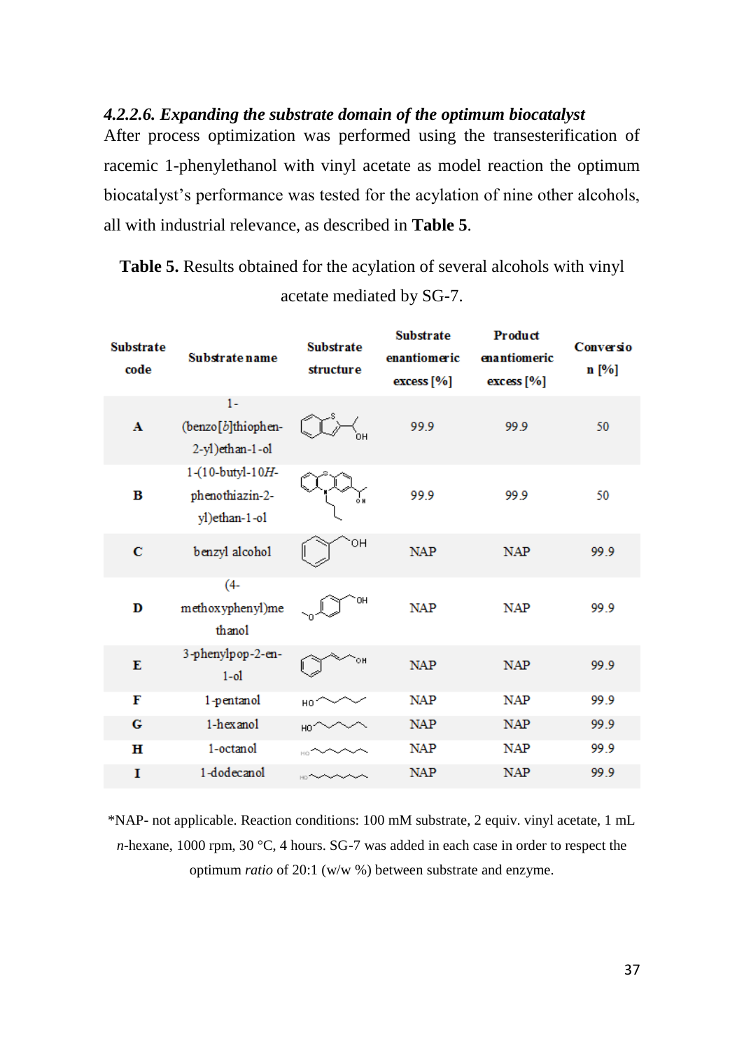#### *4.2.2.6. Expanding the substrate domain of the optimum biocatalyst*

After process optimization was performed using the transesterification of racemic 1-phenylethanol with vinyl acetate as model reaction the optimum biocatalyst's performance was tested for the acylation of nine other alcohols, all with industrial relevance, as described in **Table 5**.

**Table 5.** Results obtained for the acylation of several alcohols with vinyl acetate mediated by SG-7.

| Substrate code | Substrate name | Substrate structure | Substrate enantiomeric excess [%] | Product enantiomeric excess [%] | Conversion [%] |
|---|---|---|---|---|---|
| **A** | 1-(benzo[*b*]thiophen-2-yl)ethan-1-ol | | 99.9 | 99.9 | 50 |
| **B** | 1-(10-butyl-10*H*-phenothiazin-2-yl)ethan-1-ol | | 99.9 | 99.9 | 50 |
| **C** | benzyl alcohol | | NAP | NAP | 99.9 |
| **D** | (4-methoxyphenyl)methanol | | NAP | NAP | 99.9 |
| **E** | 3-phenylpop-2-en-1-ol | | NAP | NAP | 99.9 |
| **F** | 1-pentanol | | NAP | NAP | 99.9 |
| **G** | 1-hexanol | | NAP | NAP | 99.9 |
| **H** | 1-octanol | | NAP | NAP | 99.9 |
| **I** | 1-dodecanol | | NAP | NAP | 99.9 |

*NAP- not applicable. Reaction conditions: 100 mM substrate, 2 equiv. vinyl acetate, 1 mL *n*-hexane, 1000 rpm, 30 °C, 4 hours. SG-7 was added in each case in order to respect the optimum *ratio* of 20:1 (w/w %) between substrate and enzyme.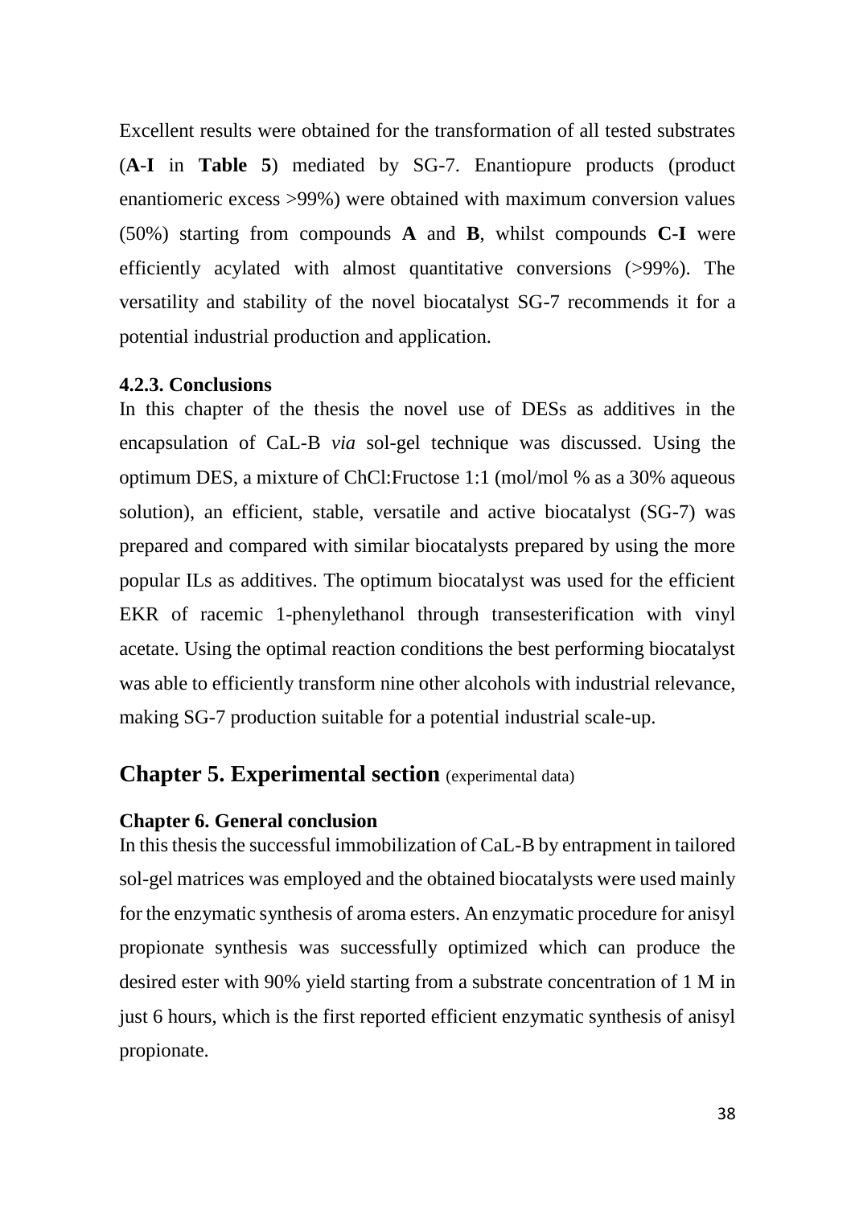Excellent results were obtained for the transformation of all tested substrates (**A**-**I** in **Table 5**) mediated by SG-7. Enantiopure products (product enantiomeric excess >99%) were obtained with maximum conversion values (50%) starting from compounds **A** and **B**, whilst compounds **C**-**I** were efficiently acylated with almost quantitative conversions (>99%). The versatility and stability of the novel biocatalyst SG-7 recommends it for a potential industrial production and application.

### 4.2.3. Conclusions

In this chapter of the thesis the novel use of DESs as additives in the encapsulation of CaL-B *via* sol-gel technique was discussed. Using the optimum DES, a mixture of ChCl:Fructose 1:1 (mol/mol % as a 30% aqueous solution), an efficient, stable, versatile and active biocatalyst (SG-7) was prepared and compared with similar biocatalysts prepared by using the more popular ILs as additives. The optimum biocatalyst was used for the efficient EKR of racemic 1-phenylethanol through transesterification with vinyl acetate. Using the optimal reaction conditions the best performing biocatalyst was able to efficiently transform nine other alcohols with industrial relevance, making SG-7 production suitable for a potential industrial scale-up.

## Chapter 5. Experimental section (experimental data)

### Chapter 6. General conclusion

In this thesis the successful immobilization of CaL-B by entrapment in tailored sol-gel matrices was employed and the obtained biocatalysts were used mainly for the enzymatic synthesis of aroma esters. An enzymatic procedure for anisyl propionate synthesis was successfully optimized which can produce the desired ester with 90% yield starting from a substrate concentration of 1 M in just 6 hours, which is the first reported efficient enzymatic synthesis of anisyl propionate.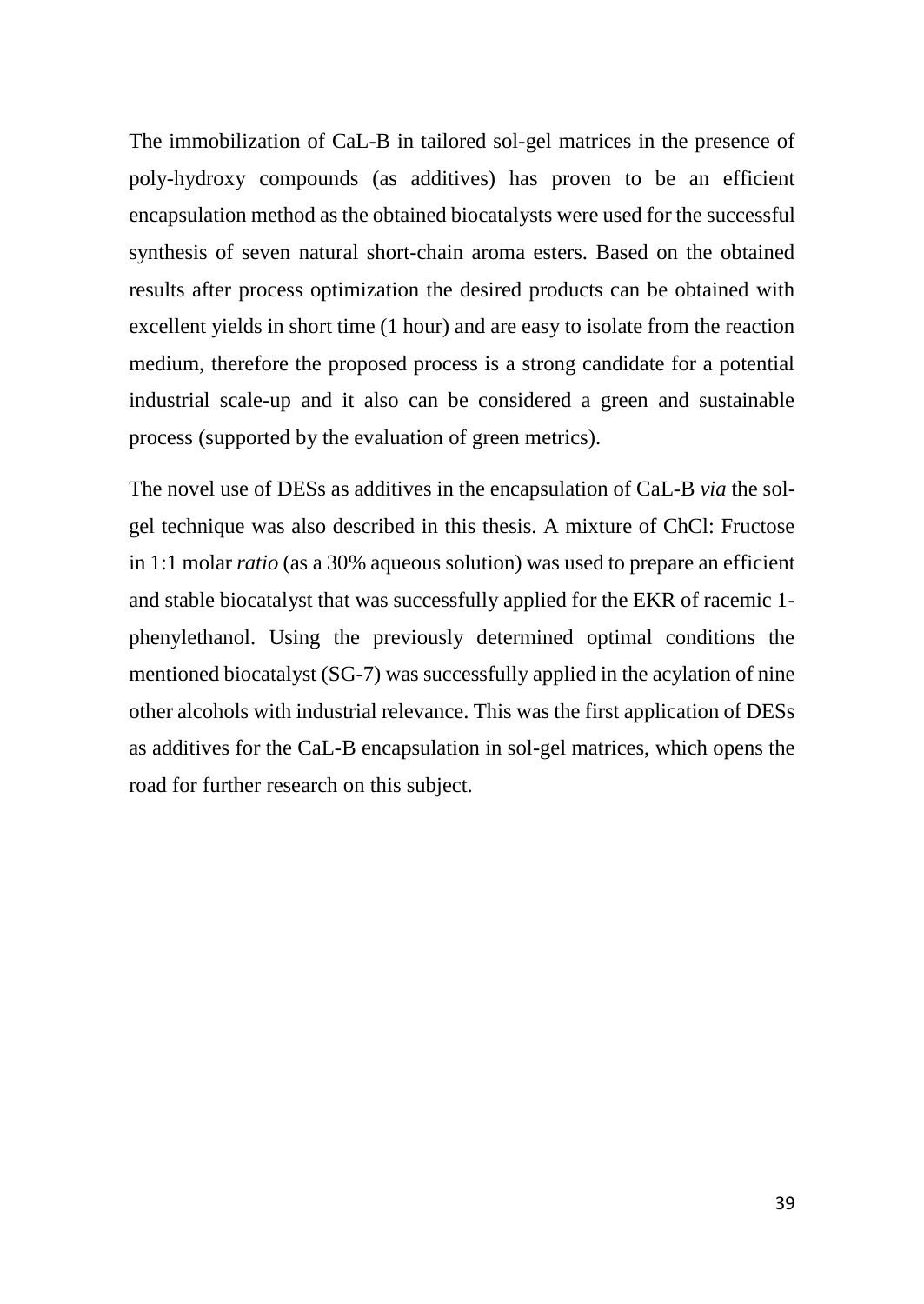The immobilization of CaL-B in tailored sol-gel matrices in the presence of poly-hydroxy compounds (as additives) has proven to be an efficient encapsulation method as the obtained biocatalysts were used for the successful synthesis of seven natural short-chain aroma esters. Based on the obtained results after process optimization the desired products can be obtained with excellent yields in short time (1 hour) and are easy to isolate from the reaction medium, therefore the proposed process is a strong candidate for a potential industrial scale-up and it also can be considered a green and sustainable process (supported by the evaluation of green metrics).

The novel use of DESs as additives in the encapsulation of CaL-B *via* the sol-gel technique was also described in this thesis. A mixture of ChCl: Fructose in 1:1 molar *ratio* (as a 30% aqueous solution) was used to prepare an efficient and stable biocatalyst that was successfully applied for the EKR of racemic 1-phenylethanol. Using the previously determined optimal conditions the mentioned biocatalyst (SG-7) was successfully applied in the acylation of nine other alcohols with industrial relevance. This was the first application of DESs as additives for the CaL-B encapsulation in sol-gel matrices, which opens the road for further research on this subject.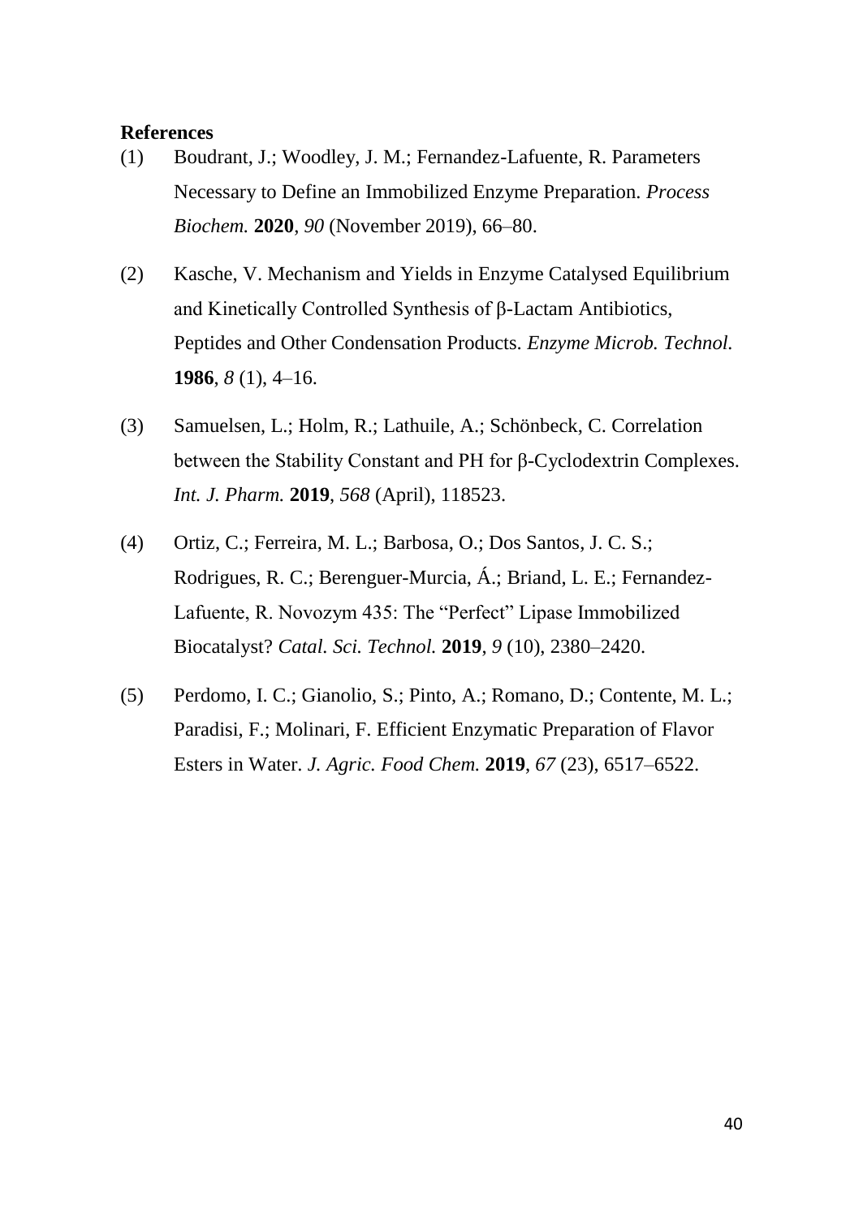**References**

(1) Boudrant, J.; Woodley, J. M.; Fernandez-Lafuente, R. Parameters Necessary to Define an Immobilized Enzyme Preparation. *Process Biochem.* **2020**, *90* (November 2019), 66–80.

(2) Kasche, V. Mechanism and Yields in Enzyme Catalysed Equilibrium and Kinetically Controlled Synthesis of β-Lactam Antibiotics, Peptides and Other Condensation Products. *Enzyme Microb. Technol.* **1986**, *8* (1), 4–16.

(3) Samuelsen, L.; Holm, R.; Lathuile, A.; Schönbeck, C. Correlation between the Stability Constant and PH for β-Cyclodextrin Complexes. *Int. J. Pharm.* **2019**, *568* (April), 118523.

(4) Ortiz, C.; Ferreira, M. L.; Barbosa, O.; Dos Santos, J. C. S.; Rodrigues, R. C.; Berenguer-Murcia, Á.; Briand, L. E.; Fernandez-Lafuente, R. Novozym 435: The “Perfect” Lipase Immobilized Biocatalyst? *Catal. Sci. Technol.* **2019**, *9* (10), 2380–2420.

(5) Perdomo, I. C.; Gianolio, S.; Pinto, A.; Romano, D.; Contente, M. L.; Paradisi, F.; Molinari, F. Efficient Enzymatic Preparation of Flavor Esters in Water. *J. Agric. Food Chem.* **2019**, *67* (23), 6517–6522.